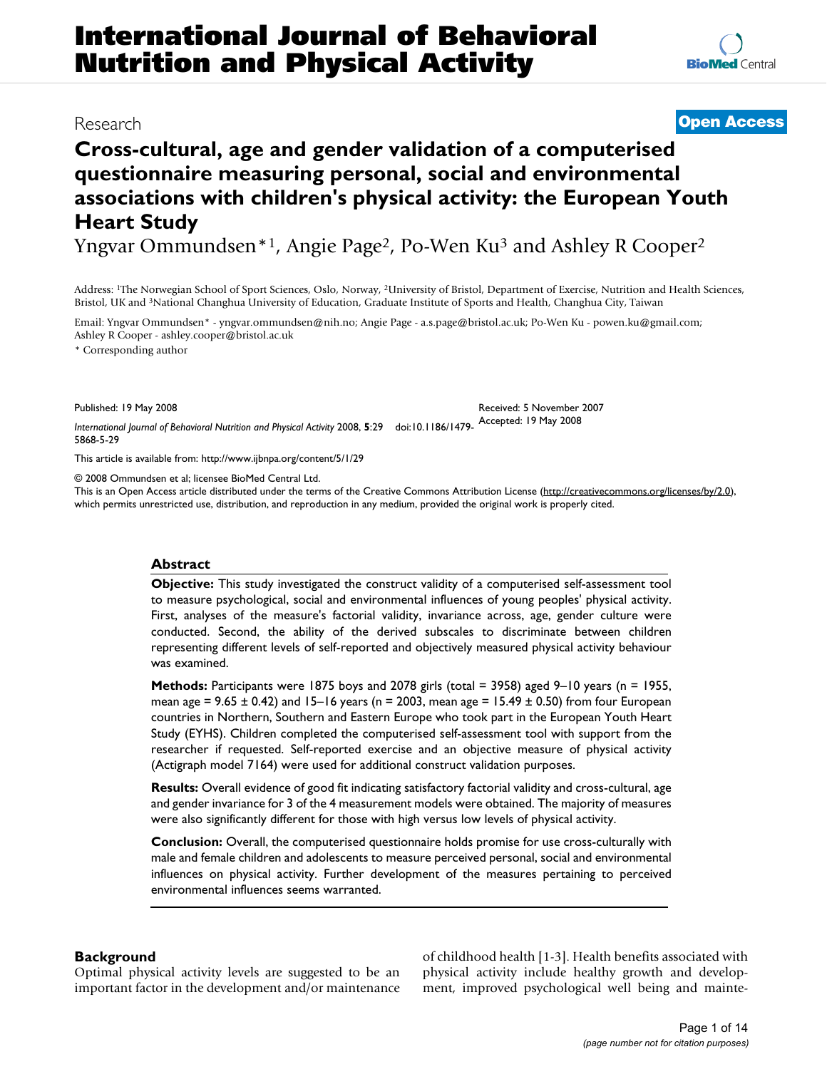# International Journal of Behavioral Nutrition and Physical Activity

Research

**Open Access**

# Cross-cultural, age and gender validation of a computerised questionnaire measuring personal, social and environmental associations with children's physical activity: the European Youth Heart Study

Yngvar Ommundsen*[1], Angie Page[2], Po-Wen Ku[3] and Ashley R Cooper[2]

Address: [1]The Norwegian School of Sport Sciences, Oslo, Norway, [2]University of Bristol, Department of Exercise, Nutrition and Health Sciences, Bristol, UK and [3]National Changhua University of Education, Graduate Institute of Sports and Health, Changhua City, Taiwan

Email: Yngvar Ommundsen* - yngvar.ommundsen@nih.no; Angie Page - a.s.page@bristol.ac.uk; Po-Wen Ku - powen.ku@gmail.com; Ashley R Cooper - ashley.cooper@bristol.ac.uk

* Corresponding author

Published: 19 May 2008

Received: 5 November 2007

Accepted: 19 May 2008

*International Journal of Behavioral Nutrition and Physical Activity* 2008, **5**:29 doi:10.1186/1479-5868-5-29

This article is available from: http://www.ijbnpa.org/content/5/1/29

© 2008 Ommundsen et al; licensee BioMed Central Ltd.

This is an Open Access article distributed under the terms of the Creative Commons Attribution License (http://creativecommons.org/licenses/by/2.0), which permits unrestricted use, distribution, and reproduction in any medium, provided the original work is properly cited.

## Abstract

**Objective:** This study investigated the construct validity of a computerised self-assessment tool to measure psychological, social and environmental influences of young peoples' physical activity. First, analyses of the measure's factorial validity, invariance across, age, gender culture were conducted. Second, the ability of the derived subscales to discriminate between children representing different levels of self-reported and objectively measured physical activity behaviour was examined.

**Methods:** Participants were 1875 boys and 2078 girls (total = 3958) aged 9–10 years (n = 1955, mean age = 9.65 ± 0.42) and 15–16 years (n = 2003, mean age = 15.49 ± 0.50) from four European countries in Northern, Southern and Eastern Europe who took part in the European Youth Heart Study (EYHS). Children completed the computerised self-assessment tool with support from the researcher if requested. Self-reported exercise and an objective measure of physical activity (Actigraph model 7164) were used for additional construct validation purposes.

**Results:** Overall evidence of good fit indicating satisfactory factorial validity and cross-cultural, age and gender invariance for 3 of the 4 measurement models were obtained. The majority of measures were also significantly different for those with high versus low levels of physical activity.

**Conclusion:** Overall, the computerised questionnaire holds promise for use cross-culturally with male and female children and adolescents to measure perceived personal, social and environmental influences on physical activity. Further development of the measures pertaining to perceived environmental influences seems warranted.

## Background

Optimal physical activity levels are suggested to be an important factor in the development and/or maintenance of childhood health [1-3]. Health benefits associated with physical activity include healthy growth and development, improved psychological well being and mainte-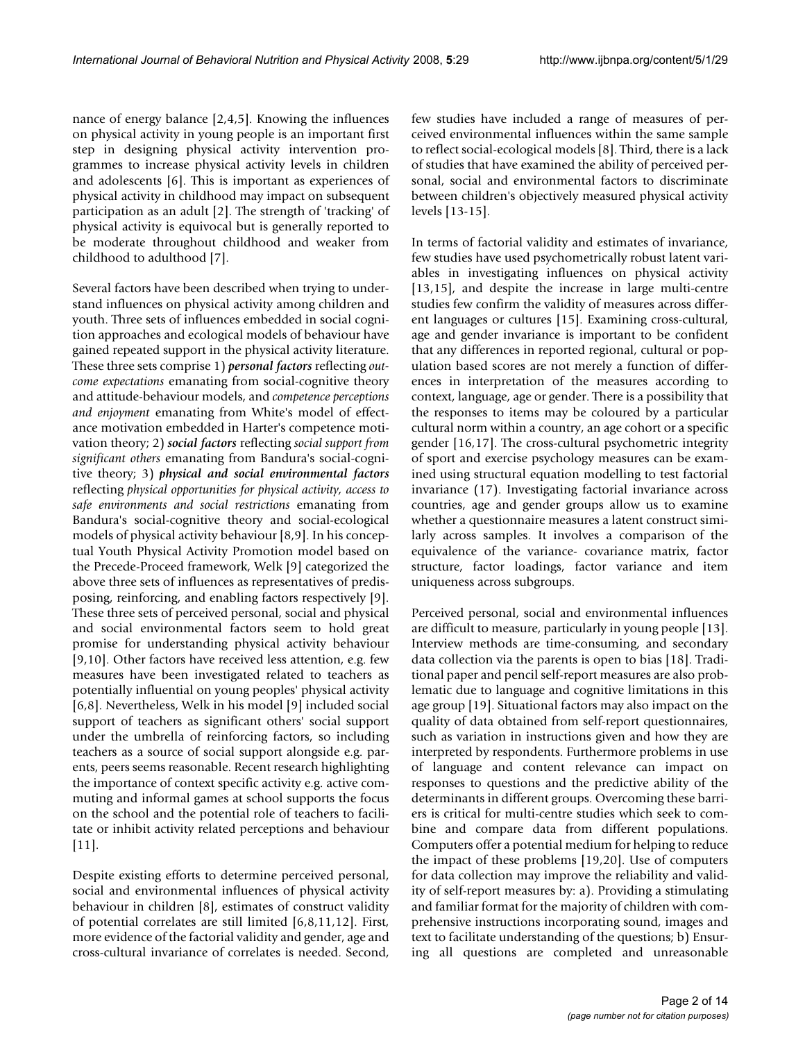nance of energy balance [2,4,5]. Knowing the influences on physical activity in young people is an important first step in designing physical activity intervention programmes to increase physical activity levels in children and adolescents [6]. This is important as experiences of physical activity in childhood may impact on subsequent participation as an adult [2]. The strength of 'tracking' of physical activity is equivocal but is generally reported to be moderate throughout childhood and weaker from childhood to adulthood [7].

Several factors have been described when trying to understand influences on physical activity among children and youth. Three sets of influences embedded in social cognition approaches and ecological models of behaviour have gained repeated support in the physical activity literature. These three sets comprise 1) ***personal factors*** reflecting *outcome expectations* emanating from social-cognitive theory and attitude-behaviour models, and *competence perceptions and enjoyment* emanating from White's model of effectance motivation embedded in Harter's competence motivation theory; 2) ***social factors*** reflecting *social support from significant others* emanating from Bandura's social-cognitive theory; 3) ***physical and social environmental factors*** reflecting *physical opportunities for physical activity, access to safe environments and social restrictions* emanating from Bandura's social-cognitive theory and social-ecological models of physical activity behaviour [8,9]. In his conceptual Youth Physical Activity Promotion model based on the Precede-Proceed framework, Welk [9] categorized the above three sets of influences as representatives of predisposing, reinforcing, and enabling factors respectively [9]. These three sets of perceived personal, social and physical and social environmental factors seem to hold great promise for understanding physical activity behaviour [9,10]. Other factors have received less attention, e.g. few measures have been investigated related to teachers as potentially influential on young peoples' physical activity [6,8]. Nevertheless, Welk in his model [9] included social support of teachers as significant others' social support under the umbrella of reinforcing factors, so including teachers as a source of social support alongside e.g. parents, peers seems reasonable. Recent research highlighting the importance of context specific activity e.g. active commuting and informal games at school supports the focus on the school and the potential role of teachers to facilitate or inhibit activity related perceptions and behaviour [11].

Despite existing efforts to determine perceived personal, social and environmental influences of physical activity behaviour in children [8], estimates of construct validity of potential correlates are still limited [6,8,11,12]. First, more evidence of the factorial validity and gender, age and cross-cultural invariance of correlates is needed. Second, few studies have included a range of measures of perceived environmental influences within the same sample to reflect social-ecological models [8]. Third, there is a lack of studies that have examined the ability of perceived personal, social and environmental factors to discriminate between children's objectively measured physical activity levels [13-15].

In terms of factorial validity and estimates of invariance, few studies have used psychometrically robust latent variables in investigating influences on physical activity [13,15], and despite the increase in large multi-centre studies few confirm the validity of measures across different languages or cultures [15]. Examining cross-cultural, age and gender invariance is important to be confident that any differences in reported regional, cultural or population based scores are not merely a function of differences in interpretation of the measures according to context, language, age or gender. There is a possibility that the responses to items may be coloured by a particular cultural norm within a country, an age cohort or a specific gender [16,17]. The cross-cultural psychometric integrity of sport and exercise psychology measures can be examined using structural equation modelling to test factorial invariance (17). Investigating factorial invariance across countries, age and gender groups allow us to examine whether a questionnaire measures a latent construct similarly across samples. It involves a comparison of the equivalence of the variance- covariance matrix, factor structure, factor loadings, factor variance and item uniqueness across subgroups.

Perceived personal, social and environmental influences are difficult to measure, particularly in young people [13]. Interview methods are time-consuming, and secondary data collection via the parents is open to bias [18]. Traditional paper and pencil self-report measures are also problematic due to language and cognitive limitations in this age group [19]. Situational factors may also impact on the quality of data obtained from self-report questionnaires, such as variation in instructions given and how they are interpreted by respondents. Furthermore problems in use of language and content relevance can impact on responses to questions and the predictive ability of the determinants in different groups. Overcoming these barriers is critical for multi-centre studies which seek to combine and compare data from different populations. Computers offer a potential medium for helping to reduce the impact of these problems [19,20]. Use of computers for data collection may improve the reliability and validity of self-report measures by: a). Providing a stimulating and familiar format for the majority of children with comprehensive instructions incorporating sound, images and text to facilitate understanding of the questions; b) Ensuring all questions are completed and unreasonable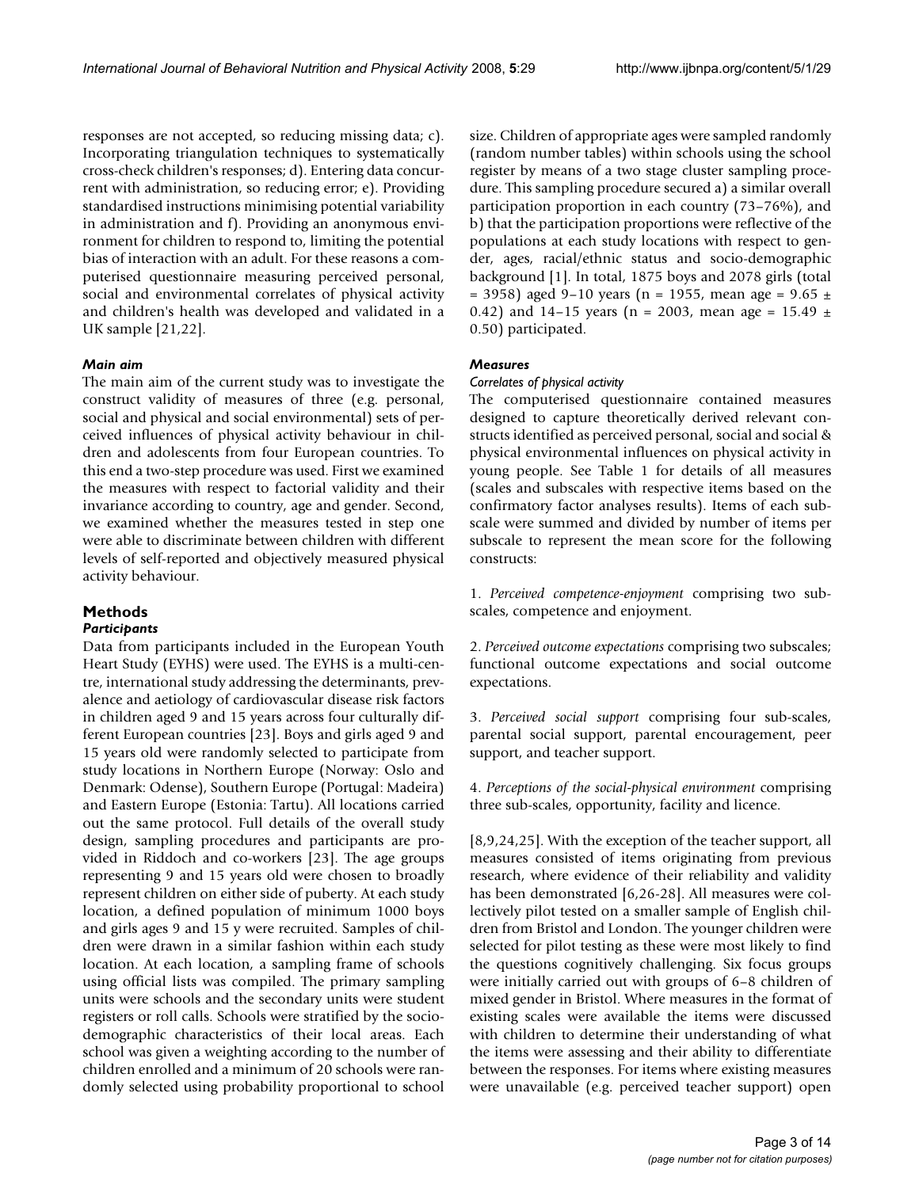responses are not accepted, so reducing missing data; c). Incorporating triangulation techniques to systematically cross-check children's responses; d). Entering data concurrent with administration, so reducing error; e). Providing standardised instructions minimising potential variability in administration and f). Providing an anonymous environment for children to respond to, limiting the potential bias of interaction with an adult. For these reasons a computerised questionnaire measuring perceived personal, social and environmental correlates of physical activity and children's health was developed and validated in a UK sample [21,22].

### *Main aim*

The main aim of the current study was to investigate the construct validity of measures of three (e.g. personal, social and physical and social environmental) sets of perceived influences of physical activity behaviour in children and adolescents from four European countries. To this end a two-step procedure was used. First we examined the measures with respect to factorial validity and their invariance according to country, age and gender. Second, we examined whether the measures tested in step one were able to discriminate between children with different levels of self-reported and objectively measured physical activity behaviour.

## Methods

### *Participants*

Data from participants included in the European Youth Heart Study (EYHS) were used. The EYHS is a multi-centre, international study addressing the determinants, prevalence and aetiology of cardiovascular disease risk factors in children aged 9 and 15 years across four culturally different European countries [23]. Boys and girls aged 9 and 15 years old were randomly selected to participate from study locations in Northern Europe (Norway: Oslo and Denmark: Odense), Southern Europe (Portugal: Madeira) and Eastern Europe (Estonia: Tartu). All locations carried out the same protocol. Full details of the overall study design, sampling procedures and participants are provided in Riddoch and co-workers [23]. The age groups representing 9 and 15 years old were chosen to broadly represent children on either side of puberty. At each study location, a defined population of minimum 1000 boys and girls ages 9 and 15 y were recruited. Samples of children were drawn in a similar fashion within each study location. At each location, a sampling frame of schools using official lists was compiled. The primary sampling units were schools and the secondary units were student registers or roll calls. Schools were stratified by the socio-demographic characteristics of their local areas. Each school was given a weighting according to the number of children enrolled and a minimum of 20 schools were randomly selected using probability proportional to school size. Children of appropriate ages were sampled randomly (random number tables) within schools using the school register by means of a two stage cluster sampling procedure. This sampling procedure secured a) a similar overall participation proportion in each country (73–76%), and b) that the participation proportions were reflective of the populations at each study locations with respect to gender, ages, racial/ethnic status and socio-demographic background [1]. In total, 1875 boys and 2078 girls (total = 3958) aged 9–10 years (n = 1955, mean age = 9.65 ± 0.42) and 14–15 years (n = 2003, mean age = 15.49 ± 0.50) participated.

### *Measures*

#### *Correlates of physical activity*

The computerised questionnaire contained measures designed to capture theoretically derived relevant constructs identified as perceived personal, social and social & physical environmental influences on physical activity in young people. See Table 1 for details of all measures (scales and subscales with respective items based on the confirmatory factor analyses results). Items of each subscale were summed and divided by number of items per subscale to represent the mean score for the following constructs:

1. *Perceived competence-enjoyment* comprising two subscales, competence and enjoyment.

2. *Perceived outcome expectations* comprising two subscales; functional outcome expectations and social outcome expectations.

3. *Perceived social support* comprising four sub-scales, parental social support, parental encouragement, peer support, and teacher support.

4. *Perceptions of the social-physical environment* comprising three sub-scales, opportunity, facility and licence.

[8,9,24,25]. With the exception of the teacher support, all measures consisted of items originating from previous research, where evidence of their reliability and validity has been demonstrated [6,26-28]. All measures were collectively pilot tested on a smaller sample of English children from Bristol and London. The younger children were selected for pilot testing as these were most likely to find the questions cognitively challenging. Six focus groups were initially carried out with groups of 6–8 children of mixed gender in Bristol. Where measures in the format of existing scales were available the items were discussed with children to determine their understanding of what the items were assessing and their ability to differentiate between the responses. For items where existing measures were unavailable (e.g. perceived teacher support) open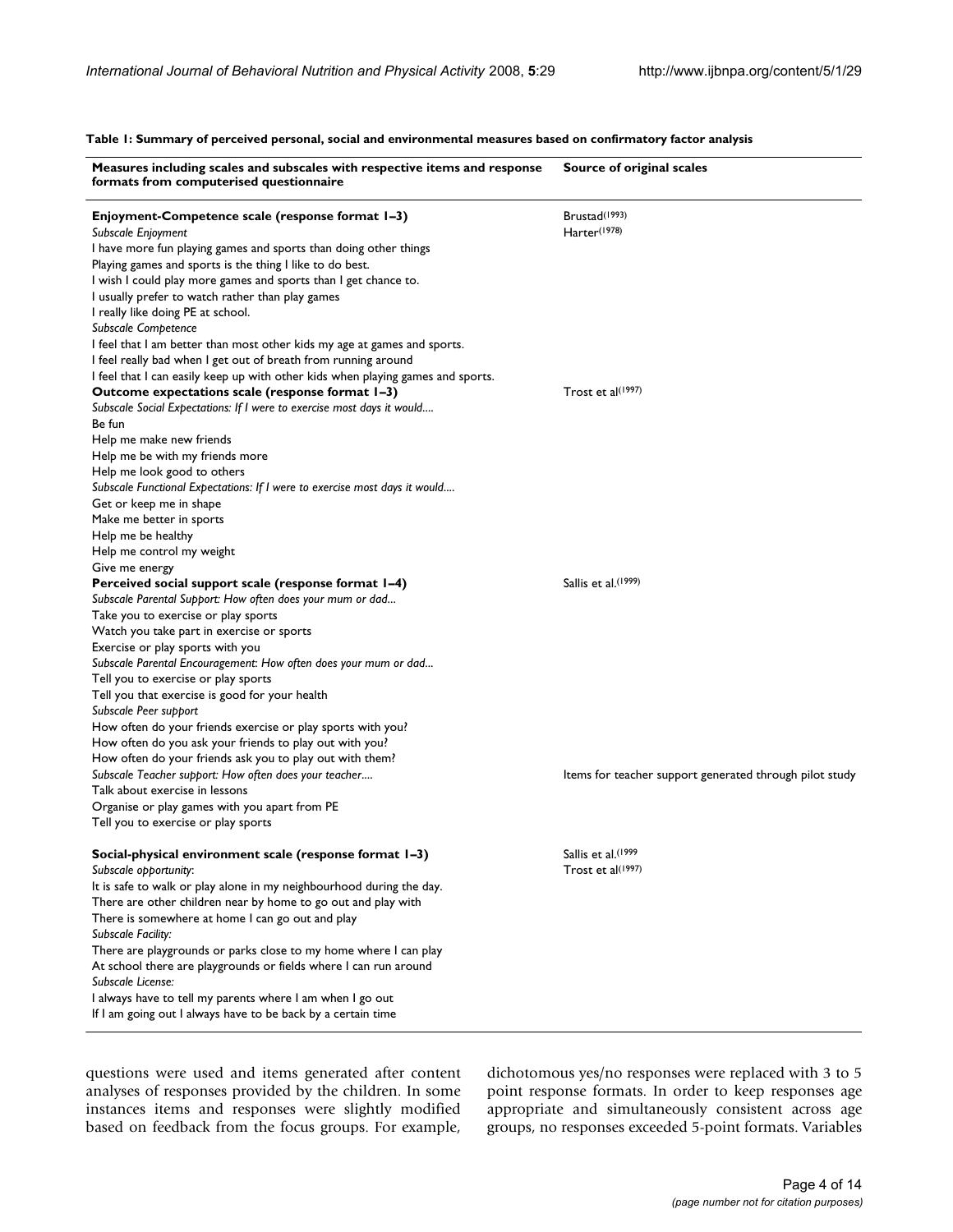**Table 1: Summary of perceived personal, social and environmental measures based on confirmatory factor analysis**

| Measures including scales and subscales with respective items and response formats from computerised questionnaire | Source of original scales |
| --- | --- |
| **Enjoyment-Competence scale (response format 1–3)** | Brustad[(1993)] |
| *Subscale Enjoyment* | Harter[(1978)] |
| I have more fun playing games and sports than doing other things | |
| Playing games and sports is the thing I like to do best. | |
| I wish I could play more games and sports than I get chance to. | |
| I usually prefer to watch rather than play games | |
| I really like doing PE at school. | |
| *Subscale Competence* | |
| I feel that I am better than most other kids my age at games and sports. | |
| I feel really bad when I get out of breath from running around | |
| I feel that I can easily keep up with other kids when playing games and sports. | |
| **Outcome expectations scale (response format 1–3)** | Trost et al[(1997)] |
| *Subscale Social Expectations: If I were to exercise most days it would....* | |
| Be fun | |
| Help me make new friends | |
| Help me be with my friends more | |
| Help me look good to others | |
| *Subscale Functional Expectations: If I were to exercise most days it would....* | |
| Get or keep me in shape | |
| Make me better in sports | |
| Help me be healthy | |
| Help me control my weight | |
| Give me energy | |
| **Perceived social support scale (response format 1–4)** | Sallis et al.[(1999)] |
| *Subscale Parental Support: How often does your mum or dad...* | |
| Take you to exercise or play sports | |
| Watch you take part in exercise or sports | |
| Exercise or play sports with you | |
| *Subscale Parental Encouragement: How often does your mum or dad...* | |
| Tell you to exercise or play sports | |
| Tell you that exercise is good for your health | |
| *Subscale Peer support* | |
| How often do your friends exercise or play sports with you? | |
| How often do you ask your friends to play out with you? | |
| How often do your friends ask you to play out with them? | |
| *Subscale Teacher support: How often does your teacher....* | Items for teacher support generated through pilot study |
| Talk about exercise in lessons | |
| Organise or play games with you apart from PE | |
| Tell you to exercise or play sports | |
| **Social-physical environment scale (response format 1–3)** | Sallis et al.[(1999] |
| *Subscale opportunity:* | Trost et al[(1997)] |
| It is safe to walk or play alone in my neighbourhood during the day. | |
| There are other children near by home to go out and play with | |
| There is somewhere at home I can go out and play | |
| *Subscale Facility:* | |
| There are playgrounds or parks close to my home where I can play | |
| At school there are playgrounds or fields where I can run around | |
| *Subscale License:* | |
| I always have to tell my parents where I am when I go out | |
| If I am going out I always have to be back by a certain time | |

questions were used and items generated after content analyses of responses provided by the children. In some instances items and responses were slightly modified based on feedback from the focus groups. For example, dichotomous yes/no responses were replaced with 3 to 5 point response formats. In order to keep responses age appropriate and simultaneously consistent across age groups, no responses exceeded 5-point formats. Variables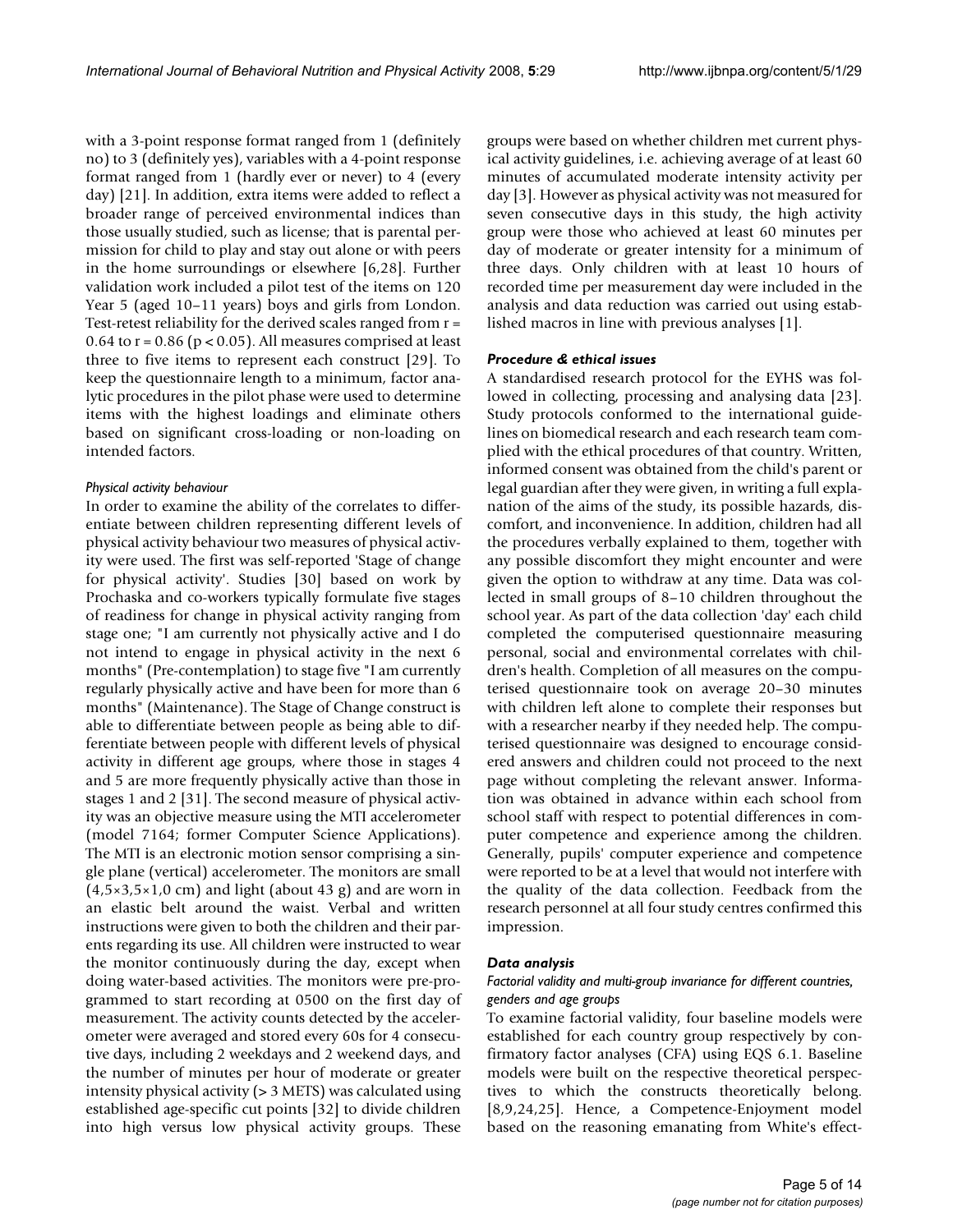with a 3-point response format ranged from 1 (definitely no) to 3 (definitely yes), variables with a 4-point response format ranged from 1 (hardly ever or never) to 4 (every day) [21]. In addition, extra items were added to reflect a broader range of perceived environmental indices than those usually studied, such as license; that is parental permission for child to play and stay out alone or with peers in the home surroundings or elsewhere [6,28]. Further validation work included a pilot test of the items on 120 Year 5 (aged 10–11 years) boys and girls from London. Test-retest reliability for the derived scales ranged from $r = 0.64$ to $r = 0.86$ ($p < 0.05$). All measures comprised at least three to five items to represent each construct [29]. To keep the questionnaire length to a minimum, factor analytic procedures in the pilot phase were used to determine items with the highest loadings and eliminate others based on significant cross-loading or non-loading on intended factors.

#### *Physical activity behaviour*

In order to examine the ability of the correlates to differentiate between children representing different levels of physical activity behaviour two measures of physical activity were used. The first was self-reported 'Stage of change for physical activity'. Studies [30] based on work by Prochaska and co-workers typically formulate five stages of readiness for change in physical activity ranging from stage one; "I am currently not physically active and I do not intend to engage in physical activity in the next 6 months" (Pre-contemplation) to stage five "I am currently regularly physically active and have been for more than 6 months" (Maintenance). The Stage of Change construct is able to differentiate between people as being able to differentiate between people with different levels of physical activity in different age groups, where those in stages 4 and 5 are more frequently physically active than those in stages 1 and 2 [31]. The second measure of physical activity was an objective measure using the MTI accelerometer (model 7164; former Computer Science Applications). The MTI is an electronic motion sensor comprising a single plane (vertical) accelerometer. The monitors are small (4,5×3,5×1,0 cm) and light (about 43 g) and are worn in an elastic belt around the waist. Verbal and written instructions were given to both the children and their parents regarding its use. All children were instructed to wear the monitor continuously during the day, except when doing water-based activities. The monitors were pre-programmed to start recording at 0500 on the first day of measurement. The activity counts detected by the accelerometer were averaged and stored every 60s for 4 consecutive days, including 2 weekdays and 2 weekend days, and the number of minutes per hour of moderate or greater intensity physical activity (> 3 METS) was calculated using established age-specific cut points [32] to divide children into high versus low physical activity groups. These groups were based on whether children met current physical activity guidelines, i.e. achieving average of at least 60 minutes of accumulated moderate intensity activity per day [3]. However as physical activity was not measured for seven consecutive days in this study, the high activity group were those who achieved at least 60 minutes per day of moderate or greater intensity for a minimum of three days. Only children with at least 10 hours of recorded time per measurement day were included in the analysis and data reduction was carried out using established macros in line with previous analyses [1].

### *Procedure & ethical issues*

A standardised research protocol for the EYHS was followed in collecting, processing and analysing data [23]. Study protocols conformed to the international guidelines on biomedical research and each research team complied with the ethical procedures of that country. Written, informed consent was obtained from the child's parent or legal guardian after they were given, in writing a full explanation of the aims of the study, its possible hazards, discomfort, and inconvenience. In addition, children had all the procedures verbally explained to them, together with any possible discomfort they might encounter and were given the option to withdraw at any time. Data was collected in small groups of 8–10 children throughout the school year. As part of the data collection 'day' each child completed the computerised questionnaire measuring personal, social and environmental correlates with children's health. Completion of all measures on the computerised questionnaire took on average 20–30 minutes with children left alone to complete their responses but with a researcher nearby if they needed help. The computerised questionnaire was designed to encourage considered answers and children could not proceed to the next page without completing the relevant answer. Information was obtained in advance within each school from school staff with respect to potential differences in computer competence and experience among the children. Generally, pupils' computer experience and competence were reported to be at a level that would not interfere with the quality of the data collection. Feedback from the research personnel at all four study centres confirmed this impression.

### *Data analysis*

#### *Factorial validity and multi-group invariance for different countries, genders and age groups*

To examine factorial validity, four baseline models were established for each country group respectively by confirmatory factor analyses (CFA) using EQS 6.1. Baseline models were built on the respective theoretical perspectives to which the constructs theoretically belong. [8,9,24,25]. Hence, a Competence-Enjoyment model based on the reasoning emanating from White's effect-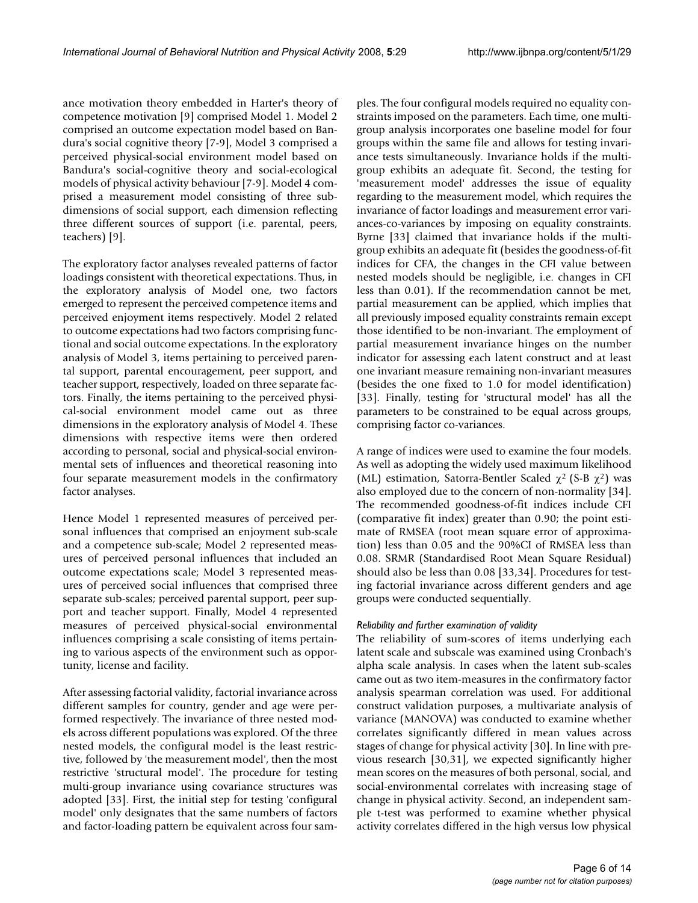ance motivation theory embedded in Harter's theory of competence motivation [9] comprised Model 1. Model 2 comprised an outcome expectation model based on Bandura's social cognitive theory [7-9], Model 3 comprised a perceived physical-social environment model based on Bandura's social-cognitive theory and social-ecological models of physical activity behaviour [7-9]. Model 4 comprised a measurement model consisting of three subdimensions of social support, each dimension reflecting three different sources of support (i.e. parental, peers, teachers) [9].

The exploratory factor analyses revealed patterns of factor loadings consistent with theoretical expectations. Thus, in the exploratory analysis of Model one, two factors emerged to represent the perceived competence items and perceived enjoyment items respectively. Model 2 related to outcome expectations had two factors comprising functional and social outcome expectations. In the exploratory analysis of Model 3, items pertaining to perceived parental support, parental encouragement, peer support, and teacher support, respectively, loaded on three separate factors. Finally, the items pertaining to the perceived physical-social environment model came out as three dimensions in the exploratory analysis of Model 4. These dimensions with respective items were then ordered according to personal, social and physical-social environmental sets of influences and theoretical reasoning into four separate measurement models in the confirmatory factor analyses.

Hence Model 1 represented measures of perceived personal influences that comprised an enjoyment sub-scale and a competence sub-scale; Model 2 represented measures of perceived personal influences that included an outcome expectations scale; Model 3 represented measures of perceived social influences that comprised three separate sub-scales; perceived parental support, peer support and teacher support. Finally, Model 4 represented measures of perceived physical-social environmental influences comprising a scale consisting of items pertaining to various aspects of the environment such as opportunity, license and facility.

After assessing factorial validity, factorial invariance across different samples for country, gender and age were performed respectively. The invariance of three nested models across different populations was explored. Of the three nested models, the configural model is the least restrictive, followed by 'the measurement model', then the most restrictive 'structural model'. The procedure for testing multi-group invariance using covariance structures was adopted [33]. First, the initial step for testing 'configural model' only designates that the same numbers of factors and factor-loading pattern be equivalent across four samples. The four configural models required no equality constraints imposed on the parameters. Each time, one multigroup analysis incorporates one baseline model for four groups within the same file and allows for testing invariance tests simultaneously. Invariance holds if the multigroup exhibits an adequate fit. Second, the testing for 'measurement model' addresses the issue of equality regarding to the measurement model, which requires the invariance of factor loadings and measurement error variances-co-variances by imposing on equality constraints. Byrne [33] claimed that invariance holds if the multigroup exhibits an adequate fit (besides the goodness-of-fit indices for CFA, the changes in the CFI value between nested models should be negligible, i.e. changes in CFI less than 0.01). If the recommendation cannot be met, partial measurement can be applied, which implies that all previously imposed equality constraints remain except those identified to be non-invariant. The employment of partial measurement invariance hinges on the number indicator for assessing each latent construct and at least one invariant measure remaining non-invariant measures (besides the one fixed to 1.0 for model identification) [33]. Finally, testing for 'structural model' has all the parameters to be constrained to be equal across groups, comprising factor co-variances.

A range of indices were used to examine the four models. As well as adopting the widely used maximum likelihood (ML) estimation, Satorra-Bentler Scaled $\chi^2$ (S-B $\chi^2$) was also employed due to the concern of non-normality [34]. The recommended goodness-of-fit indices include CFI (comparative fit index) greater than 0.90; the point estimate of RMSEA (root mean square error of approximation) less than 0.05 and the 90%CI of RMSEA less than 0.08. SRMR (Standardised Root Mean Square Residual) should also be less than 0.08 [33,34]. Procedures for testing factorial invariance across different genders and age groups were conducted sequentially.

#### *Reliability and further examination of validity*

The reliability of sum-scores of items underlying each latent scale and subscale was examined using Cronbach's alpha scale analysis. In cases when the latent sub-scales came out as two item-measures in the confirmatory factor analysis spearman correlation was used. For additional construct validation purposes, a multivariate analysis of variance (MANOVA) was conducted to examine whether correlates significantly differed in mean values across stages of change for physical activity [30]. In line with previous research [30,31], we expected significantly higher mean scores on the measures of both personal, social, and social-environmental correlates with increasing stage of change in physical activity. Second, an independent sample t-test was performed to examine whether physical activity correlates differed in the high versus low physical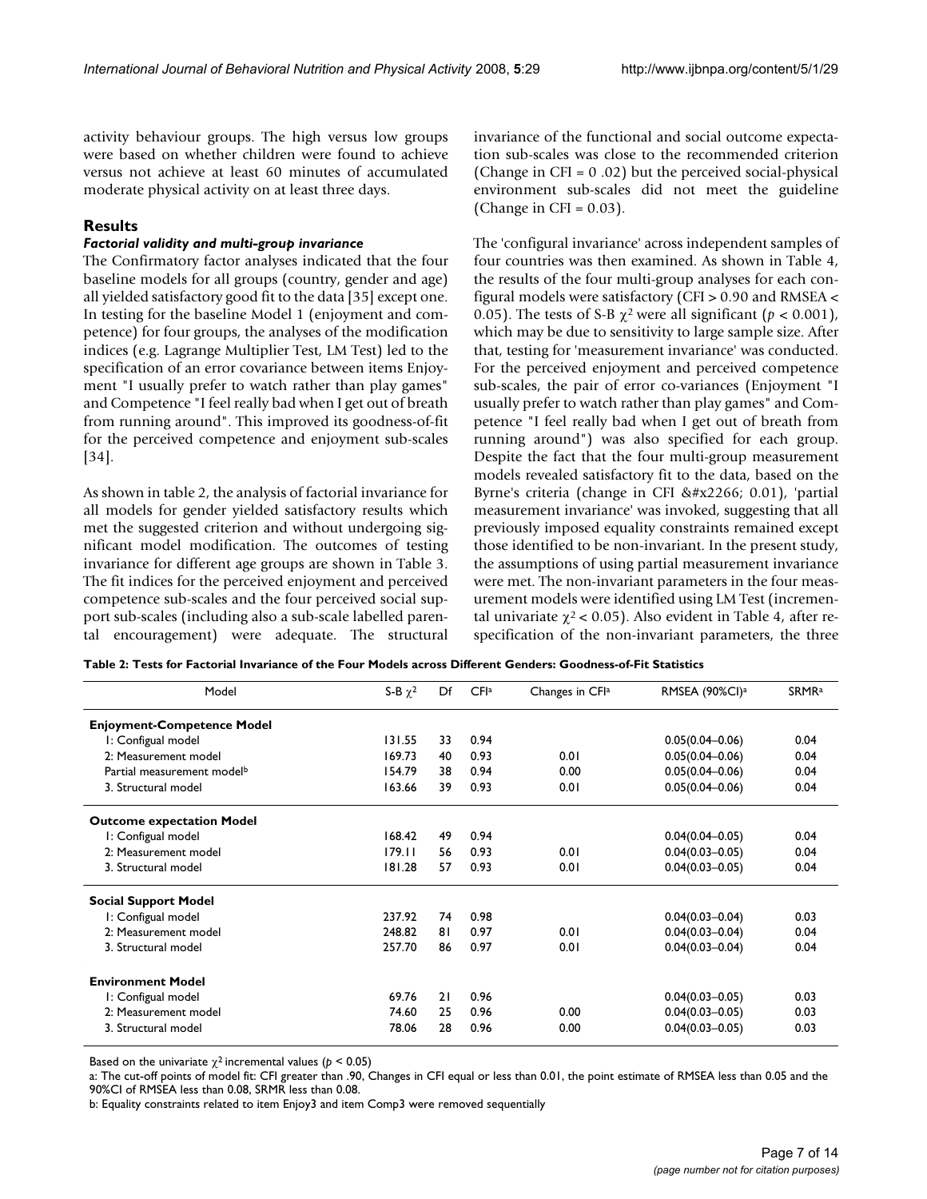activity behaviour groups. The high versus low groups were based on whether children were found to achieve versus not achieve at least 60 minutes of accumulated moderate physical activity on at least three days.

## Results

### *Factorial validity and multi-group invariance*

The Confirmatory factor analyses indicated that the four baseline models for all groups (country, gender and age) all yielded satisfactory good fit to the data [35] except one. In testing for the baseline Model 1 (enjoyment and competence) for four groups, the analyses of the modification indices (e.g. Lagrange Multiplier Test, LM Test) led to the specification of an error covariance between items Enjoyment "I usually prefer to watch rather than play games" and Competence "I feel really bad when I get out of breath from running around". This improved its goodness-of-fit for the perceived competence and enjoyment sub-scales [34].

As shown in table 2, the analysis of factorial invariance for all models for gender yielded satisfactory results which met the suggested criterion and without undergoing significant model modification. The outcomes of testing invariance for different age groups are shown in Table 3. The fit indices for the perceived enjoyment and perceived competence sub-scales and the four perceived social support sub-scales (including also a sub-scale labelled parental encouragement) were adequate. The structural invariance of the functional and social outcome expectation sub-scales was close to the recommended criterion (Change in CFI = 0 .02) but the perceived social-physical environment sub-scales did not meet the guideline (Change in CFI = 0.03).

The 'configural invariance' across independent samples of four countries was then examined. As shown in Table 4, the results of the four multi-group analyses for each configural models were satisfactory (CFI > 0.90 and RMSEA < 0.05). The tests of S-B $\chi^2$ were all significant ($p < 0.001$), which may be due to sensitivity to large sample size. After that, testing for 'measurement invariance' was conducted. For the perceived enjoyment and perceived competence sub-scales, the pair of error co-variances (Enjoyment "I usually prefer to watch rather than play games" and Competence "I feel really bad when I get out of breath from running around") was also specified for each group. Despite the fact that the four multi-group measurement models revealed satisfactory fit to the data, based on the Byrne's criteria (change in CFI &#x2266; 0.01), 'partial measurement invariance' was invoked, suggesting that all previously imposed equality constraints remained except those identified to be non-invariant. In the present study, the assumptions of using partial measurement invariance were met. The non-invariant parameters in the four measurement models were identified using LM Test (incremental univariate $\chi^2 < 0.05$). Also evident in Table 4, after re-specification of the non-invariant parameters, the three

**Table 2: Tests for Factorial Invariance of the Four Models across Different Genders: Goodness-of-Fit Statistics**

| Model | S-B $\chi^2$ | Df | CFI[a] | Changes in CFI[a] | RMSEA (90%CI)[a] | SRMR[a] |
|---|---|---|---|---|---|---|
| **Enjoyment-Competence Model** | | | | | | |
| 1: Configual model | 131.55 | 33 | 0.94 | | 0.05(0.04–0.06) | 0.04 |
| 2: Measurement model | 169.73 | 40 | 0.93 | 0.01 | 0.05(0.04–0.06) | 0.04 |
| Partial measurement model[b] | 154.79 | 38 | 0.94 | 0.00 | 0.05(0.04–0.06) | 0.04 |
| 3. Structural model | 163.66 | 39 | 0.93 | 0.01 | 0.05(0.04–0.06) | 0.04 |
| **Outcome expectation Model** | | | | | | |
| 1: Configual model | 168.42 | 49 | 0.94 | | 0.04(0.04–0.05) | 0.04 |
| 2: Measurement model | 179.11 | 56 | 0.93 | 0.01 | 0.04(0.03–0.05) | 0.04 |
| 3. Structural model | 181.28 | 57 | 0.93 | 0.01 | 0.04(0.03–0.05) | 0.04 |
| **Social Support Model** | | | | | | |
| 1: Configual model | 237.92 | 74 | 0.98 | | 0.04(0.03–0.04) | 0.03 |
| 2: Measurement model | 248.82 | 81 | 0.97 | 0.01 | 0.04(0.03–0.04) | 0.04 |
| 3. Structural model | 257.70 | 86 | 0.97 | 0.01 | 0.04(0.03–0.04) | 0.04 |
| **Environment Model** | | | | | | |
| 1: Configual model | 69.76 | 21 | 0.96 | | 0.04(0.03–0.05) | 0.03 |
| 2: Measurement model | 74.60 | 25 | 0.96 | 0.00 | 0.04(0.03–0.05) | 0.03 |
| 3. Structural model | 78.06 | 28 | 0.96 | 0.00 | 0.04(0.03–0.05) | 0.03 |

Based on the univariate $\chi^2$ incremental values ($p < 0.05$)

a: The cut-off points of model fit: CFI greater than .90, Changes in CFI equal or less than 0.01, the point estimate of RMSEA less than 0.05 and the 90%CI of RMSEA less than 0.08, SRMR less than 0.08.

b: Equality constraints related to item Enjoy3 and item Comp3 were removed sequentially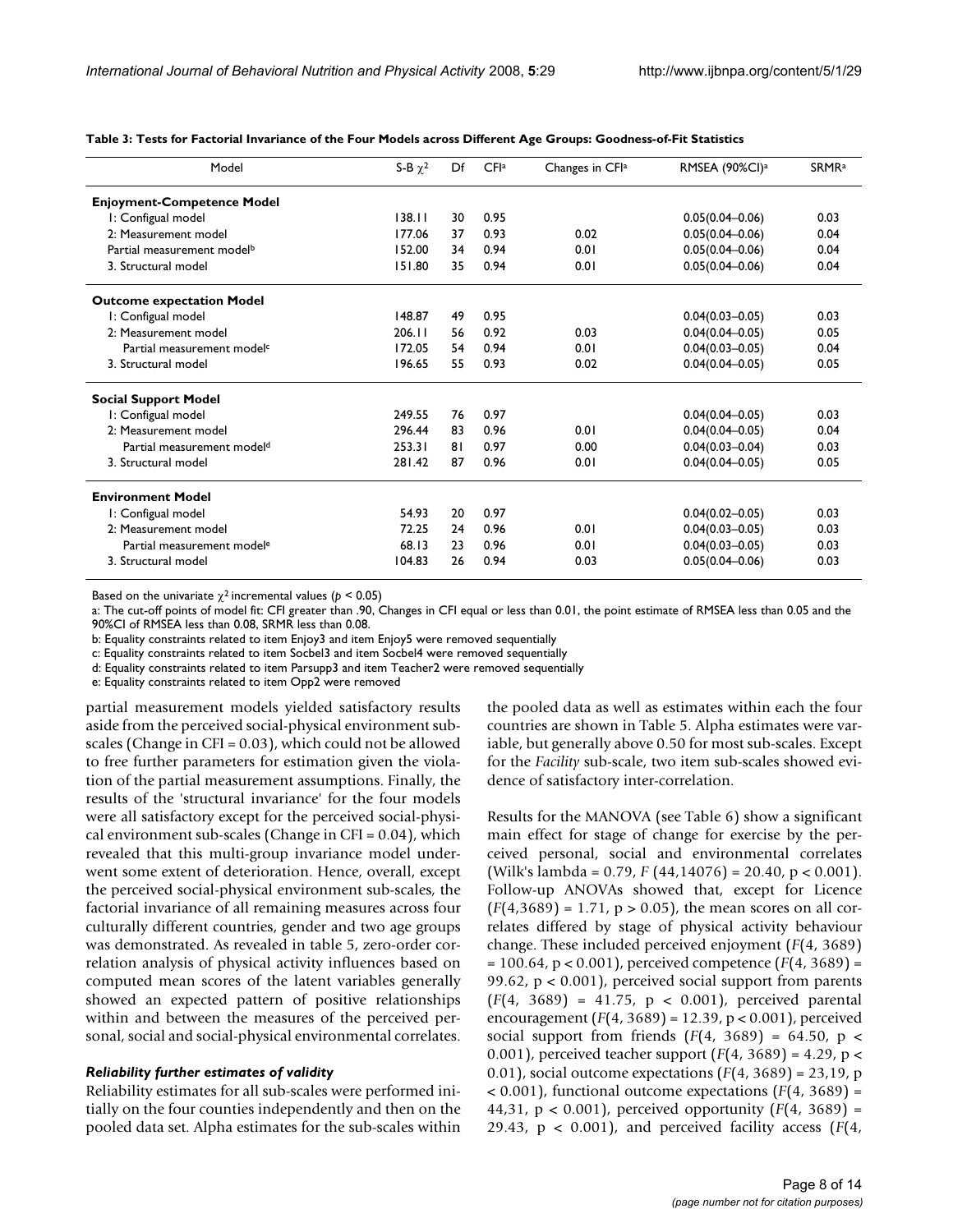**Table 3: Tests for Factorial Invariance of the Four Models across Different Age Groups: Goodness-of-Fit Statistics**

| Model | S-B $\chi^2$ | Df | CFI[a] | Changes in CFI[a] | RMSEA (90%CI)[a] | SRMR[a] |
|---|---|---|---|---|---|---|
| **Enjoyment-Competence Model** | | | | | | |
| 1: Configual model | 138.11 | 30 | 0.95 | | 0.05(0.04–0.06) | 0.03 |
| 2: Measurement model | 177.06 | 37 | 0.93 | 0.02 | 0.05(0.04–0.06) | 0.04 |
| Partial measurement model[b] | 152.00 | 34 | 0.94 | 0.01 | 0.05(0.04–0.06) | 0.04 |
| 3. Structural model | 151.80 | 35 | 0.94 | 0.01 | 0.05(0.04–0.06) | 0.04 |
| **Outcome expectation Model** | | | | | | |
| 1: Configual model | 148.87 | 49 | 0.95 | | 0.04(0.03–0.05) | 0.03 |
| 2: Measurement model | 206.11 | 56 | 0.92 | 0.03 | 0.04(0.04–0.05) | 0.05 |
| Partial measurement model[c] | 172.05 | 54 | 0.94 | 0.01 | 0.04(0.03–0.05) | 0.04 |
| 3. Structural model | 196.65 | 55 | 0.93 | 0.02 | 0.04(0.04–0.05) | 0.05 |
| **Social Support Model** | | | | | | |
| 1: Configual model | 249.55 | 76 | 0.97 | | 0.04(0.04–0.05) | 0.03 |
| 2: Measurement model | 296.44 | 83 | 0.96 | 0.01 | 0.04(0.04–0.05) | 0.04 |
| Partial measurement model[d] | 253.31 | 81 | 0.97 | 0.00 | 0.04(0.03–0.04) | 0.03 |
| 3. Structural model | 281.42 | 87 | 0.96 | 0.01 | 0.04(0.04–0.05) | 0.05 |
| **Environment Model** | | | | | | |
| 1: Configual model | 54.93 | 20 | 0.97 | | 0.04(0.02–0.05) | 0.03 |
| 2: Measurement model | 72.25 | 24 | 0.96 | 0.01 | 0.04(0.03–0.05) | 0.03 |
| Partial measurement model[e] | 68.13 | 23 | 0.96 | 0.01 | 0.04(0.03–0.05) | 0.03 |
| 3. Structural model | 104.83 | 26 | 0.94 | 0.03 | 0.05(0.04–0.06) | 0.03 |

Based on the univariate $\chi^2$ incremental values ($p < 0.05$)

a: The cut-off points of model fit: CFI greater than .90, Changes in CFI equal or less than 0.01, the point estimate of RMSEA less than 0.05 and the 90%CI of RMSEA less than 0.08, SRMR less than 0.08.

b: Equality constraints related to item Enjoy3 and item Enjoy5 were removed sequentially

c: Equality constraints related to item Socbel3 and item Socbel4 were removed sequentially

d: Equality constraints related to item Parsupp3 and item Teacher2 were removed sequentially

e: Equality constraints related to item Opp2 were removed

partial measurement models yielded satisfactory results aside from the perceived social-physical environment sub-scales (Change in CFI = 0.03), which could not be allowed to free further parameters for estimation given the violation of the partial measurement assumptions. Finally, the results of the 'structural invariance' for the four models were all satisfactory except for the perceived social-physical environment sub-scales (Change in CFI = 0.04), which revealed that this multi-group invariance model underwent some extent of deterioration. Hence, overall, except the perceived social-physical environment sub-scales, the factorial invariance of all remaining measures across four culturally different countries, gender and two age groups was demonstrated. As revealed in table 5, zero-order correlation analysis of physical activity influences based on computed mean scores of the latent variables generally showed an expected pattern of positive relationships within and between the measures of the perceived personal, social and social-physical environmental correlates.

### *Reliability further estimates of validity*

Reliability estimates for all sub-scales were performed initially on the four counties independently and then on the pooled data set. Alpha estimates for the sub-scales within the pooled data as well as estimates within each the four countries are shown in Table 5. Alpha estimates were variable, but generally above 0.50 for most sub-scales. Except for the *Facility* sub-scale, two item sub-scales showed evidence of satisfactory inter-correlation.

Results for the MANOVA (see Table 6) show a significant main effect for stage of change for exercise by the perceived personal, social and environmental correlates (Wilk's lambda = 0.79, $F$ (44,14076) = 20.40, $p < 0.001$). Follow-up ANOVAs showed that, except for Licence ($F(4,3689) = 1.71$, $p > 0.05$), the mean scores on all correlates differed by stage of physical activity behaviour change. These included perceived enjoyment ($F(4, 3689) = 100.64$, $p < 0.001$), perceived competence ($F(4, 3689) = 99.62$, $p < 0.001$), perceived social support from parents ($F(4, 3689) = 41.75$, $p < 0.001$), perceived parental encouragement ($F(4, 3689) = 12.39$, $p < 0.001$), perceived social support from friends ($F(4, 3689) = 64.50$, $p < 0.001$), perceived teacher support ($F(4, 3689) = 4.29$, $p < 0.01$), social outcome expectations ($F(4, 3689)$ = 23,19, $p < 0.001$), functional outcome expectations ($F(4, 3689)$ = 44,31, $p < 0.001$), perceived opportunity ($F(4, 3689) = 29.43$, $p < 0.001$), and perceived facility access ($F$(4,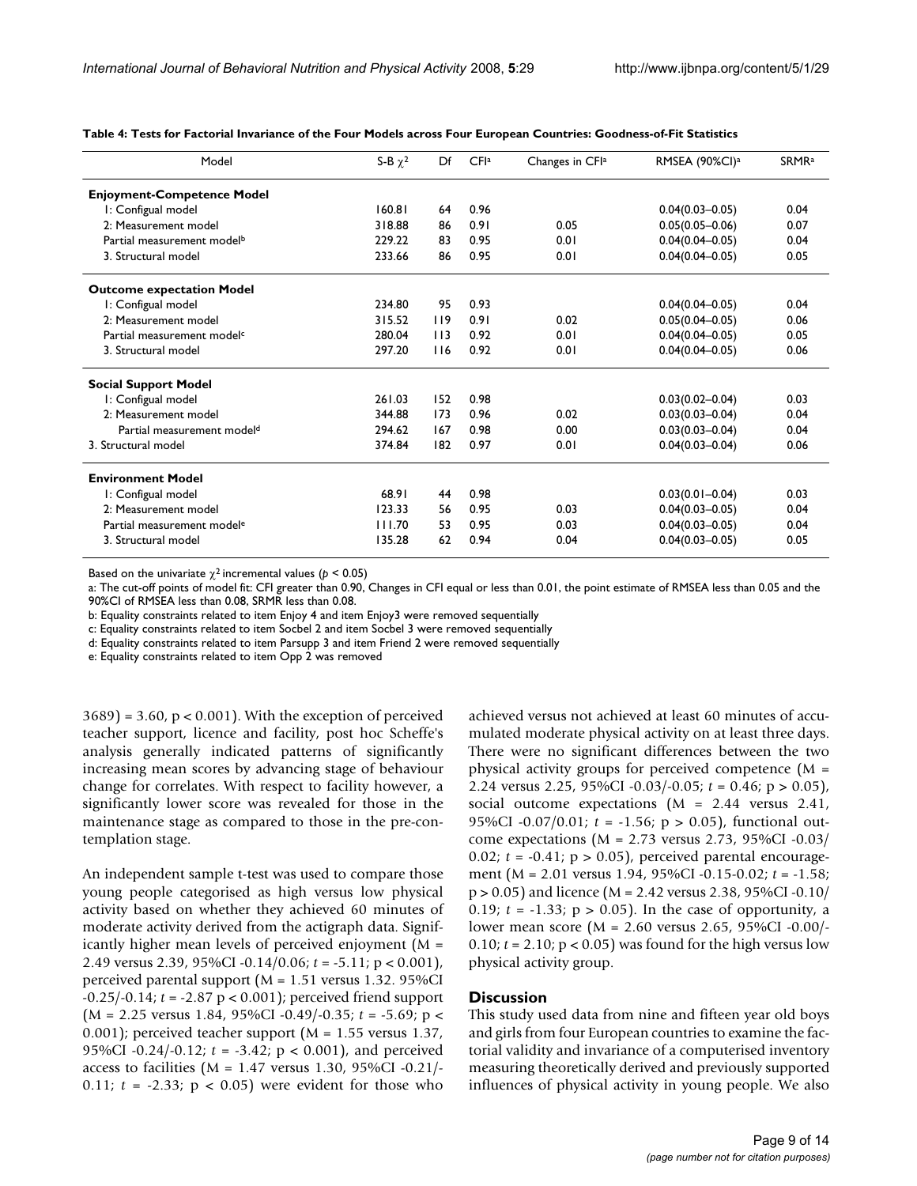**Table 4: Tests for Factorial Invariance of the Four Models across Four European Countries: Goodness-of-Fit Statistics**

| Model | S-B $\chi^2$ | Df | CFI[a] | Changes in CFI[a] | RMSEA (90%CI)[a] | SRMR[a] |
|---|---|---|---|---|---|---|
| **Enjoyment-Competence Model** | | | | | | |
| 1: Configual model | 160.81 | 64 | 0.96 | | 0.04(0.03–0.05) | 0.04 |
| 2: Measurement model | 318.88 | 86 | 0.91 | 0.05 | 0.05(0.05–0.06) | 0.07 |
| Partial measurement model[b] | 229.22 | 83 | 0.95 | 0.01 | 0.04(0.04–0.05) | 0.04 |
| 3. Structural model | 233.66 | 86 | 0.95 | 0.01 | 0.04(0.04–0.05) | 0.05 |
| **Outcome expectation Model** | | | | | | |
| 1: Configual model | 234.80 | 95 | 0.93 | | 0.04(0.04–0.05) | 0.04 |
| 2: Measurement model | 315.52 | 119 | 0.91 | 0.02 | 0.05(0.04–0.05) | 0.06 |
| Partial measurement model[c] | 280.04 | 113 | 0.92 | 0.01 | 0.04(0.04–0.05) | 0.05 |
| 3. Structural model | 297.20 | 116 | 0.92 | 0.01 | 0.04(0.04–0.05) | 0.06 |
| **Social Support Model** | | | | | | |
| 1: Configual model | 261.03 | 152 | 0.98 | | 0.03(0.02–0.04) | 0.03 |
| 2: Measurement model | 344.88 | 173 | 0.96 | 0.02 | 0.03(0.03–0.04) | 0.04 |
| Partial measurement model[d] | 294.62 | 167 | 0.98 | 0.00 | 0.03(0.03–0.04) | 0.04 |
| 3. Structural model | 374.84 | 182 | 0.97 | 0.01 | 0.04(0.03–0.04) | 0.06 |
| **Environment Model** | | | | | | |
| 1: Configual model | 68.91 | 44 | 0.98 | | 0.03(0.01–0.04) | 0.03 |
| 2: Measurement model | 123.33 | 56 | 0.95 | 0.03 | 0.04(0.03–0.05) | 0.04 |
| Partial measurement model[e] | 111.70 | 53 | 0.95 | 0.03 | 0.04(0.03–0.05) | 0.04 |
| 3. Structural model | 135.28 | 62 | 0.94 | 0.04 | 0.04(0.03–0.05) | 0.05 |

Based on the univariate $\chi^2$ incremental values ($p < 0.05$)

a: The cut-off points of model fit: CFI greater than 0.90, Changes in CFI equal or less than 0.01, the point estimate of RMSEA less than 0.05 and the 90%CI of RMSEA less than 0.08, SRMR less than 0.08.

b: Equality constraints related to item Enjoy 4 and item Enjoy3 were removed sequentially

c: Equality constraints related to item Socbel 2 and item Socbel 3 were removed sequentially

d: Equality constraints related to item Parsupp 3 and item Friend 2 were removed sequentially

e: Equality constraints related to item Opp 2 was removed

3689) = 3.60, $p < 0.001$). With the exception of perceived teacher support, licence and facility, post hoc Scheffe's analysis generally indicated patterns of significantly increasing mean scores by advancing stage of behaviour change for correlates. With respect to facility however, a significantly lower score was revealed for those in the maintenance stage as compared to those in the pre-contemplation stage.

An independent sample t-test was used to compare those young people categorised as high versus low physical activity based on whether they achieved 60 minutes of moderate activity derived from the actigraph data. Significantly higher mean levels of perceived enjoyment (M = 2.49 versus 2.39, 95%CI -0.14/0.06; $t = -5.11$; $p < 0.001$), perceived parental support (M = 1.51 versus 1.32. 95%CI -0.25/-0.14; $t = -2.87$ $p < 0.001$); perceived friend support (M = 2.25 versus 1.84, 95%CI -0.49/-0.35; $t = -5.69$; $p < 0.001$); perceived teacher support (M = 1.55 versus 1.37, 95%CI -0.24/-0.12; $t = -3.42$; $p < 0.001$), and perceived access to facilities (M = 1.47 versus 1.30, 95%CI -0.21/-0.11; $t = -2.33$; $p < 0.05$) were evident for those who achieved versus not achieved at least 60 minutes of accumulated moderate physical activity on at least three days. There were no significant differences between the two physical activity groups for perceived competence (M = 2.24 versus 2.25, 95%CI -0.03/-0.05; $t = 0.46$; $p > 0.05$), social outcome expectations (M = 2.44 versus 2.41, 95%CI -0.07/0.01; $t = -1.56$; $p > 0.05$), functional outcome expectations (M = 2.73 versus 2.73, 95%CI -0.03/0.02; $t = -0.41$; $p > 0.05$), perceived parental encouragement (M = 2.01 versus 1.94, 95%CI -0.15-0.02; $t = -1.58$; $p > 0.05$) and licence (M = 2.42 versus 2.38, 95%CI -0.10/0.19; $t = -1.33$; $p > 0.05$). In the case of opportunity, a lower mean score (M = 2.60 versus 2.65, 95%CI -0.00/-0.10; $t = 2.10$; $p < 0.05$) was found for the high versus low physical activity group.

## Discussion

This study used data from nine and fifteen year old boys and girls from four European countries to examine the factorial validity and invariance of a computerised inventory measuring theoretically derived and previously supported influences of physical activity in young people. We also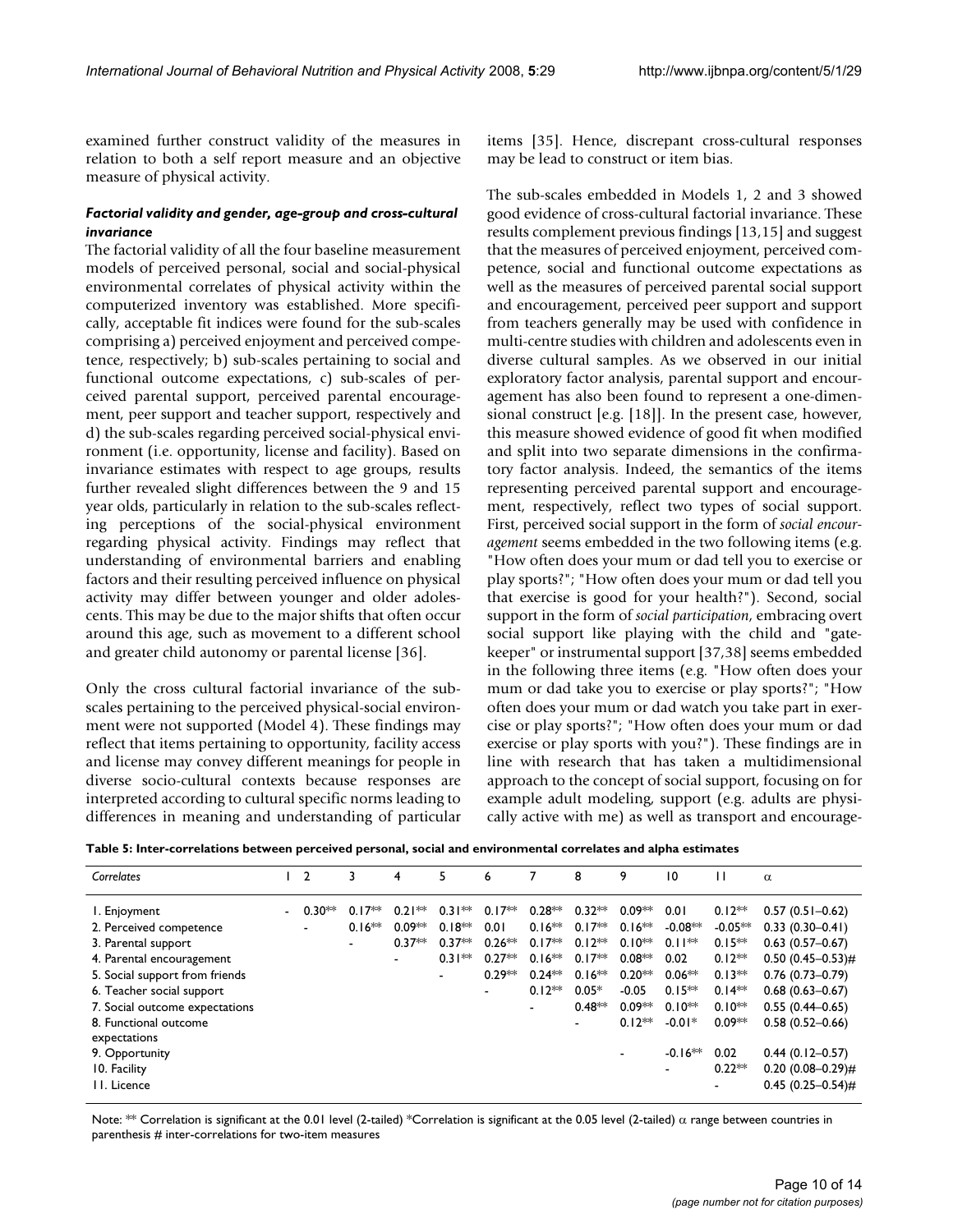examined further construct validity of the measures in relation to both a self report measure and an objective measure of physical activity.

### *Factorial validity and gender, age-group and cross-cultural invariance*

The factorial validity of all the four baseline measurement models of perceived personal, social and social-physical environmental correlates of physical activity within the computerized inventory was established. More specifically, acceptable fit indices were found for the sub-scales comprising a) perceived enjoyment and perceived competence, respectively; b) sub-scales pertaining to social and functional outcome expectations, c) sub-scales of perceived parental support, perceived parental encouragement, peer support and teacher support, respectively and d) the sub-scales regarding perceived social-physical environment (i.e. opportunity, license and facility). Based on invariance estimates with respect to age groups, results further revealed slight differences between the 9 and 15 year olds, particularly in relation to the sub-scales reflecting perceptions of the social-physical environment regarding physical activity. Findings may reflect that understanding of environmental barriers and enabling factors and their resulting perceived influence on physical activity may differ between younger and older adolescents. This may be due to the major shifts that often occur around this age, such as movement to a different school and greater child autonomy or parental license [36].

Only the cross cultural factorial invariance of the sub-scales pertaining to the perceived physical-social environment were not supported (Model 4). These findings may reflect that items pertaining to opportunity, facility access and license may convey different meanings for people in diverse socio-cultural contexts because responses are interpreted according to cultural specific norms leading to differences in meaning and understanding of particular items [35]. Hence, discrepant cross-cultural responses may be lead to construct or item bias.

The sub-scales embedded in Models 1, 2 and 3 showed good evidence of cross-cultural factorial invariance. These results complement previous findings [13,15] and suggest that the measures of perceived enjoyment, perceived competence, social and functional outcome expectations as well as the measures of perceived parental social support and encouragement, perceived peer support and support from teachers generally may be used with confidence in multi-centre studies with children and adolescents even in diverse cultural samples. As we observed in our initial exploratory factor analysis, parental support and encouragement has also been found to represent a one-dimensional construct [e.g. [18]]. In the present case, however, this measure showed evidence of good fit when modified and split into two separate dimensions in the confirmatory factor analysis. Indeed, the semantics of the items representing perceived parental support and encouragement, respectively, reflect two types of social support. First, perceived social support in the form of *social encouragement* seems embedded in the two following items (e.g. "How often does your mum or dad tell you to exercise or play sports?"; "How often does your mum or dad tell you that exercise is good for your health?"). Second, social support in the form of *social participation*, embracing overt social support like playing with the child and "gatekeeper" or instrumental support [37,38] seems embedded in the following three items (e.g. "How often does your mum or dad take you to exercise or play sports?"; "How often does your mum or dad watch you take part in exercise or play sports?"; "How often does your mum or dad exercise or play sports with you?"). These findings are in line with research that has taken a multidimensional approach to the concept of social support, focusing on for example adult modeling, support (e.g. adults are physically active with me) as well as transport and encourage-

**Table 5: Inter-correlations between perceived personal, social and environmental correlates and alpha estimates**

| *Correlates* | 1 | 2 | 3 | 4 | 5 | 6 | 7 | 8 | 9 | 10 | 11 | α |
|---|---|---|---|---|---|---|---|---|---|---|---|---|
| 1. Enjoyment | - | 0.30** | 0.17** | 0.21** | 0.31** | 0.17** | 0.28** | 0.32** | 0.09** | 0.01 | 0.12** | 0.57 (0.51–0.62) |
| 2. Perceived competence | | - | 0.16** | 0.09** | 0.18** | 0.01 | 0.16** | 0.17** | 0.16** | -0.08** | -0.05** | 0.33 (0.30–0.41) |
| 3. Parental support | | | - | 0.37** | 0.37** | 0.26** | 0.17** | 0.12** | 0.10** | 0.11** | 0.15** | 0.63 (0.57–0.67) |
| 4. Parental encouragement | | | | - | 0.31** | 0.27** | 0.16** | 0.17** | 0.08** | 0.02 | 0.12** | 0.50 (0.45–0.53)# |
| 5. Social support from friends | | | | | - | 0.29** | 0.24** | 0.16** | 0.20** | 0.06** | 0.13** | 0.76 (0.73–0.79) |
| 6. Teacher social support | | | | | | - | 0.12** | 0.05* | -0.05 | 0.15** | 0.14** | 0.68 (0.63–0.67) |
| 7. Social outcome expectations | | | | | | | - | 0.48** | 0.09** | 0.10** | 0.10** | 0.55 (0.44–0.65) |
| 8. Functional outcome expectations | | | | | | | | - | 0.12** | -0.01* | 0.09** | 0.58 (0.52–0.66) |
| 9. Opportunity | | | | | | | | | - | -0.16** | 0.02 | 0.44 (0.12–0.57) |
| 10. Facility | | | | | | | | | | - | 0.22** | 0.20 (0.08–0.29)# |
| 11. Licence | | | | | | | | | | | - | 0.45 (0.25–0.54)# |

Note: ** Correlation is significant at the 0.01 level (2-tailed) *Correlation is significant at the 0.05 level (2-tailed) α range between countries in parenthesis # inter-correlations for two-item measures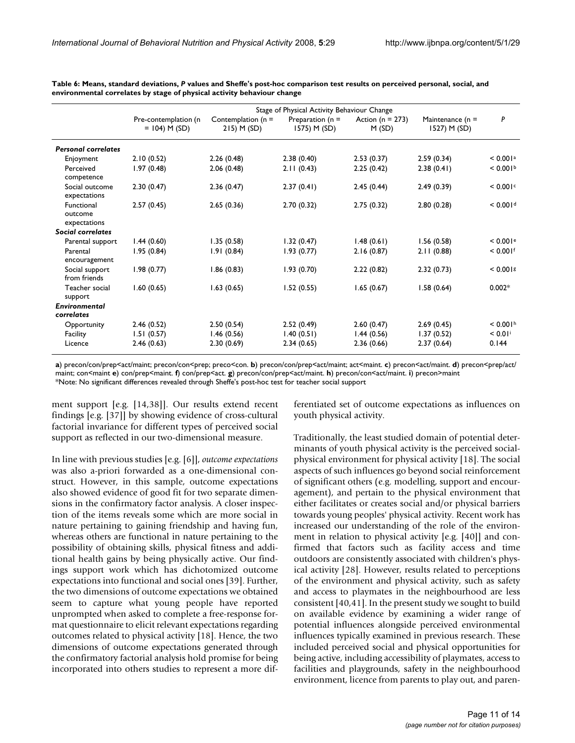**Table 6: Means, standard deviations, *P* values and Sheffe's post-hoc comparison test results on perceived personal, social, and environmental correlates by stage of physical activity behaviour change**

| | Stage of Physical Activity Behaviour Change | | | | | |
|---|---|---|---|---|---|---|
| | Pre-contemplation (n = 104) M (SD) | Contemplation (n = 215) M (SD) | Preparation (n = 1575) M (SD) | Action (n = 273) M (SD) | Maintenance (n = 1527) M (SD) | *P* |
| ***Personal correlates*** | | | | | | |
| Enjoyment | 2.10 (0.52) | 2.26 (0.48) | 2.38 (0.40) | 2.53 (0.37) | 2.59 (0.34) | < 0.001[a] |
| Perceived competence | 1.97 (0.48) | 2.06 (0.48) | 2.11 (0.43) | 2.25 (0.42) | 2.38 (0.41) | < 0.001[b] |
| Social outcome expectations | 2.30 (0.47) | 2.36 (0.47) | 2.37 (0.41) | 2.45 (0.44) | 2.49 (0.39) | < 0.001[c] |
| Functional outcome expectations | 2.57 (0.45) | 2.65 (0.36) | 2.70 (0.32) | 2.75 (0.32) | 2.80 (0.28) | < 0.001[d] |
| ***Social correlates*** | | | | | | |
| Parental support | 1.44 (0.60) | 1.35 (0.58) | 1.32 (0.47) | 1.48 (0.61) | 1.56 (0.58) | < 0.001[e] |
| Parental encouragement | 1.95 (0.84) | 1.91 (0.84) | 1.93 (0.77) | 2.16 (0.87) | 2.11 (0.88) | < 0.001[f] |
| Social support from friends | 1.98 (0.77) | 1.86 (0.83) | 1.93 (0.70) | 2.22 (0.82) | 2.32 (0.73) | < 0.001[g] |
| Teacher social support | 1.60 (0.65) | 1.63 (0.65) | 1.52 (0.55) | 1.65 (0.67) | 1.58 (0.64) | 0.002* |
| ***Environmental correlates*** | | | | | | |
| Opportunity | 2.46 (0.52) | 2.50 (0.54) | 2.52 (0.49) | 2.60 (0.47) | 2.69 (0.45) | < 0.001[h] |
| Facility | 1.51 (0.57) | 1.46 (0.56) | 1.40 (0.51) | 1.44 (0.56) | 1.37 (0.52) | < 0.01[i] |
| Licence | 2.46 (0.63) | 2.30 (0.69) | 2.34 (0.65) | 2.36 (0.66) | 2.37 (0.64) | 0.144 |

**a**) precon/con/prep<act/maint; precon/con<prep; preco<con. **b**) precon/con/prep<act/maint; act<maint. **c**) precon<act/maint. **d**) precon<prep/act/maint; con<maint **e**) con/prep<maint. **f**) con/prep<act. **g**) precon/con/prep<act/maint. **h**) precon/con<act/maint. **i**) precon>maint
*Note: No significant differences revealed through Sheffe's post-hoc test for teacher social support

ment support [e.g. [14,38]]. Our results extend recent findings [e.g. [37]] by showing evidence of cross-cultural factorial invariance for different types of perceived social support as reflected in our two-dimensional measure.

In line with previous studies [e.g. [6]], *outcome expectations* was also a-priori forwarded as a one-dimensional construct. However, in this sample, outcome expectations also showed evidence of good fit for two separate dimensions in the confirmatory factor analysis. A closer inspection of the items reveals some which are more social in nature pertaining to gaining friendship and having fun, whereas others are functional in nature pertaining to the possibility of obtaining skills, physical fitness and additional health gains by being physically active. Our findings support work which has dichotomized outcome expectations into functional and social ones [39]. Further, the two dimensions of outcome expectations we obtained seem to capture what young people have reported unprompted when asked to complete a free-response format questionnaire to elicit relevant expectations regarding outcomes related to physical activity [18]. Hence, the two dimensions of outcome expectations generated through the confirmatory factorial analysis hold promise for being incorporated into others studies to represent a more differentiated set of outcome expectations as influences on youth physical activity.

Traditionally, the least studied domain of potential determinants of youth physical activity is the perceived social-physical environment for physical activity [18]. The social aspects of such influences go beyond social reinforcement of significant others (e.g. modelling, support and encouragement), and pertain to the physical environment that either facilitates or creates social and/or physical barriers towards young peoples' physical activity. Recent work has increased our understanding of the role of the environment in relation to physical activity [e.g. [40]] and confirmed that factors such as facility access and time outdoors are consistently associated with children's physical activity [28]. However, results related to perceptions of the environment and physical activity, such as safety and access to playmates in the neighbourhood are less consistent [40,41]. In the present study we sought to build on available evidence by examining a wider range of potential influences alongside perceived environmental influences typically examined in previous research. These included perceived social and physical opportunities for being active, including accessibility of playmates, access to facilities and playgrounds, safety in the neighbourhood environment, licence from parents to play out, and paren-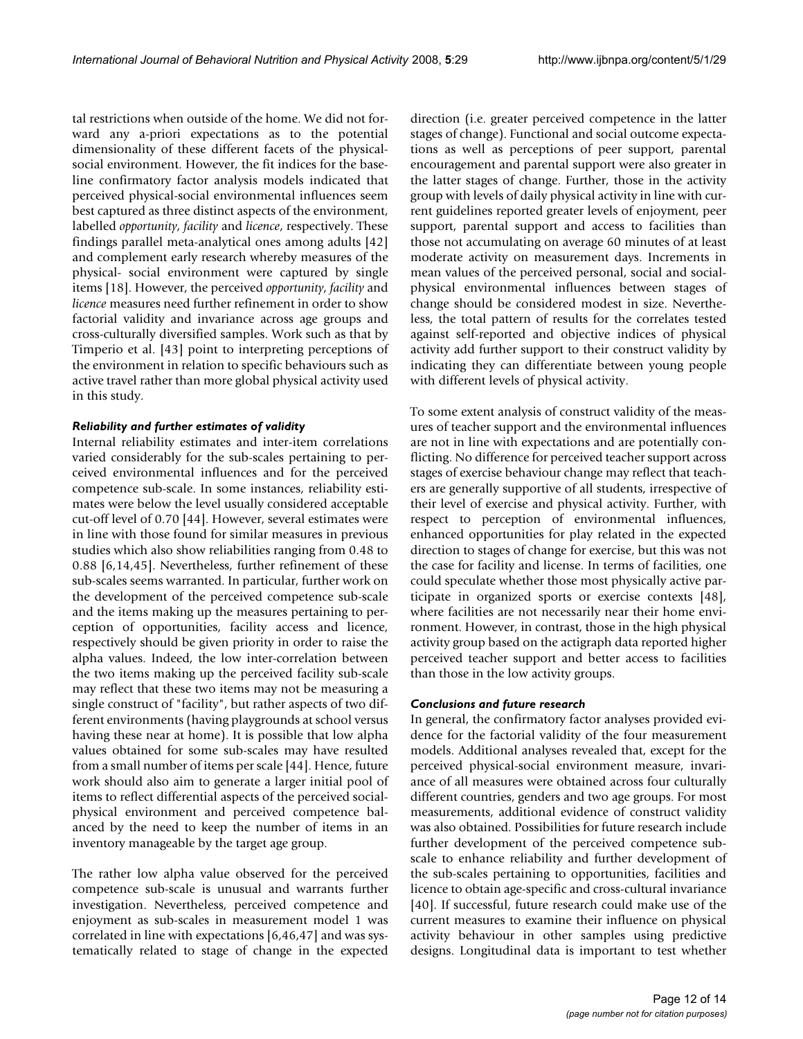tal restrictions when outside of the home. We did not forward any a-priori expectations as to the potential dimensionality of these different facets of the physical-social environment. However, the fit indices for the baseline confirmatory factor analysis models indicated that perceived physical-social environmental influences seem best captured as three distinct aspects of the environment, labelled *opportunity*, *facility* and *licence*, respectively. These findings parallel meta-analytical ones among adults [42] and complement early research whereby measures of the physical- social environment were captured by single items [18]. However, the perceived *opportunity*, *facility* and *licence* measures need further refinement in order to show factorial validity and invariance across age groups and cross-culturally diversified samples. Work such as that by Timperio et al. [43] point to interpreting perceptions of the environment in relation to specific behaviours such as active travel rather than more global physical activity used in this study.

### *Reliability and further estimates of validity*

Internal reliability estimates and inter-item correlations varied considerably for the sub-scales pertaining to perceived environmental influences and for the perceived competence sub-scale. In some instances, reliability estimates were below the level usually considered acceptable cut-off level of 0.70 [44]. However, several estimates were in line with those found for similar measures in previous studies which also show reliabilities ranging from 0.48 to 0.88 [6,14,45]. Nevertheless, further refinement of these sub-scales seems warranted. In particular, further work on the development of the perceived competence sub-scale and the items making up the measures pertaining to perception of opportunities, facility access and licence, respectively should be given priority in order to raise the alpha values. Indeed, the low inter-correlation between the two items making up the perceived facility sub-scale may reflect that these two items may not be measuring a single construct of "facility", but rather aspects of two different environments (having playgrounds at school versus having these near at home). It is possible that low alpha values obtained for some sub-scales may have resulted from a small number of items per scale [44]. Hence, future work should also aim to generate a larger initial pool of items to reflect differential aspects of the perceived social-physical environment and perceived competence balanced by the need to keep the number of items in an inventory manageable by the target age group.

The rather low alpha value observed for the perceived competence sub-scale is unusual and warrants further investigation. Nevertheless, perceived competence and enjoyment as sub-scales in measurement model 1 was correlated in line with expectations [6,46,47] and was systematically related to stage of change in the expected direction (i.e. greater perceived competence in the latter stages of change). Functional and social outcome expectations as well as perceptions of peer support, parental encouragement and parental support were also greater in the latter stages of change. Further, those in the activity group with levels of daily physical activity in line with current guidelines reported greater levels of enjoyment, peer support, parental support and access to facilities than those not accumulating on average 60 minutes of at least moderate activity on measurement days. Increments in mean values of the perceived personal, social and social-physical environmental influences between stages of change should be considered modest in size. Nevertheless, the total pattern of results for the correlates tested against self-reported and objective indices of physical activity add further support to their construct validity by indicating they can differentiate between young people with different levels of physical activity.

To some extent analysis of construct validity of the measures of teacher support and the environmental influences are not in line with expectations and are potentially conflicting. No difference for perceived teacher support across stages of exercise behaviour change may reflect that teachers are generally supportive of all students, irrespective of their level of exercise and physical activity. Further, with respect to perception of environmental influences, enhanced opportunities for play related in the expected direction to stages of change for exercise, but this was not the case for facility and license. In terms of facilities, one could speculate whether those most physically active participate in organized sports or exercise contexts [48], where facilities are not necessarily near their home environment. However, in contrast, those in the high physical activity group based on the actigraph data reported higher perceived teacher support and better access to facilities than those in the low activity groups.

### *Conclusions and future research*

In general, the confirmatory factor analyses provided evidence for the factorial validity of the four measurement models. Additional analyses revealed that, except for the perceived physical-social environment measure, invariance of all measures were obtained across four culturally different countries, genders and two age groups. For most measurements, additional evidence of construct validity was also obtained. Possibilities for future research include further development of the perceived competence sub-scale to enhance reliability and further development of the sub-scales pertaining to opportunities, facilities and licence to obtain age-specific and cross-cultural invariance [40]. If successful, future research could make use of the current measures to examine their influence on physical activity behaviour in other samples using predictive designs. Longitudinal data is important to test whether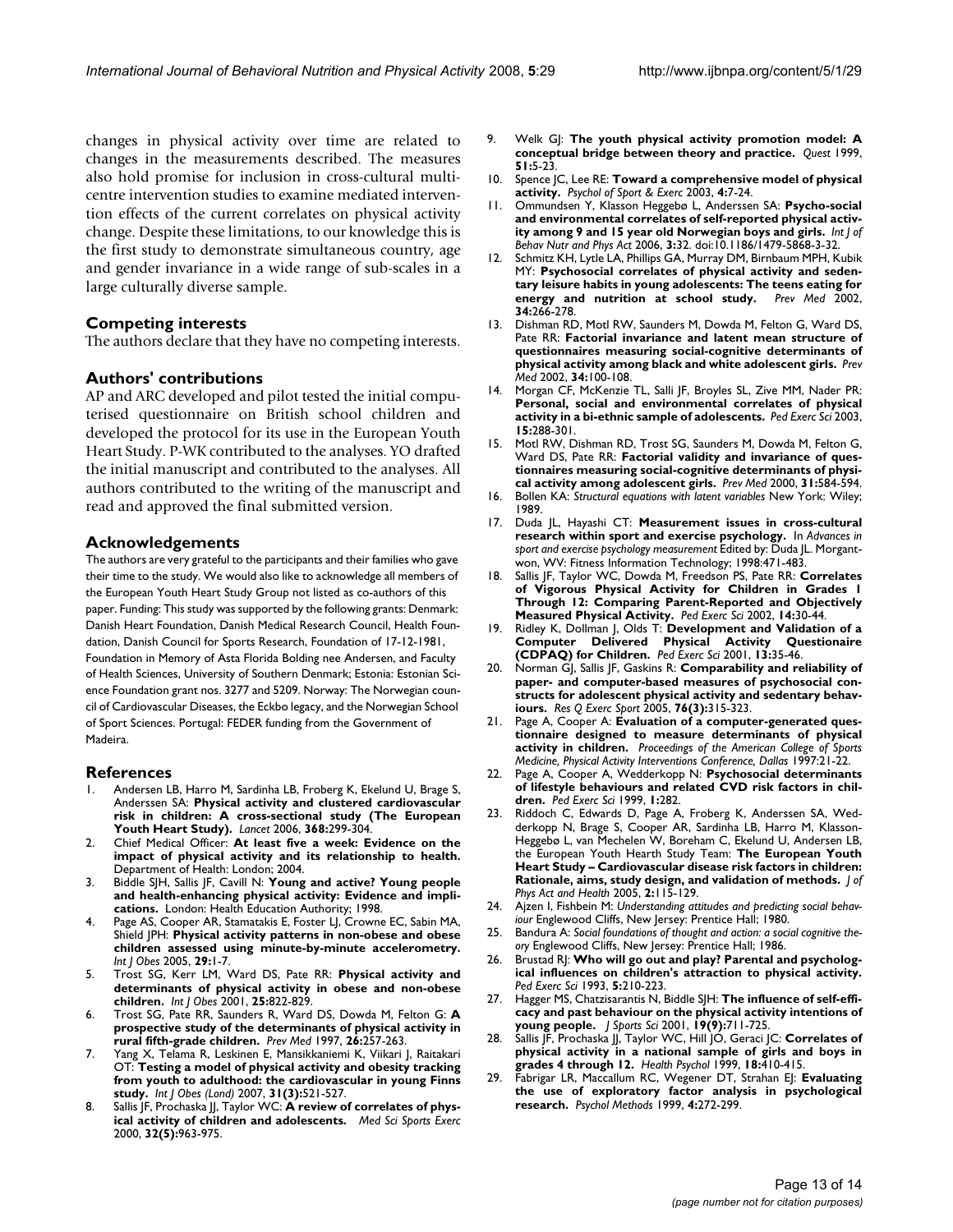changes in physical activity over time are related to changes in the measurements described. The measures also hold promise for inclusion in cross-cultural multi-centre intervention studies to examine mediated intervention effects of the current correlates on physical activity change. Despite these limitations, to our knowledge this is the first study to demonstrate simultaneous country, age and gender invariance in a wide range of sub-scales in a large culturally diverse sample.

## Competing interests

The authors declare that they have no competing interests.

## Authors' contributions

AP and ARC developed and pilot tested the initial computerised questionnaire on British school children and developed the protocol for its use in the European Youth Heart Study. P-WK contributed to the analyses. YO drafted the initial manuscript and contributed to the analyses. All authors contributed to the writing of the manuscript and read and approved the final submitted version.

## Acknowledgements

The authors are very grateful to the participants and their families who gave their time to the study. We would also like to acknowledge all members of the European Youth Heart Study Group not listed as co-authors of this paper. Funding: This study was supported by the following grants: Denmark: Danish Heart Foundation, Danish Medical Research Council, Health Foundation, Danish Council for Sports Research, Foundation of 17-12-1981, Foundation in Memory of Asta Florida Bolding nee Andersen, and Faculty of Health Sciences, University of Southern Denmark; Estonia: Estonian Science Foundation grant nos. 3277 and 5209. Norway: The Norwegian council of Cardiovascular Diseases, the Eckbo legacy, and the Norwegian School of Sport Sciences. Portugal: FEDER funding from the Government of Madeira.

## References

1. Andersen LB, Harro M, Sardinha LB, Froberg K, Ekelund U, Brage S, Anderssen SA: **Physical activity and clustered cardiovascular risk in children: A cross-sectional study (The European Youth Heart Study).** *Lancet* 2006, **368:**299-304.
2. Chief Medical Officer: **At least five a week: Evidence on the impact of physical activity and its relationship to health.** Department of Health: London; 2004.
3. Biddle SJH, Sallis JF, Cavill N: **Young and active? Young people and health-enhancing physical activity: Evidence and implications.** London: Health Education Authority; 1998.
4. Page AS, Cooper AR, Stamatakis E, Foster LJ, Crowne EC, Sabin MA, Shield JPH: **Physical activity patterns in non-obese and obese children assessed using minute-by-minute accelerometry.** *Int J Obes* 2005, **29:**1-7.
5. Trost SG, Kerr LM, Ward DS, Pate RR: **Physical activity and determinants of physical activity in obese and non-obese children.** *Int J Obes* 2001, **25:**822-829.
6. Trost SG, Pate RR, Saunders R, Ward DS, Dowda M, Felton G: **A prospective study of the determinants of physical activity in rural fifth-grade children.** *Prev Med* 1997, **26:**257-263.
7. Yang X, Telama R, Leskinen E, Mansikkaniemi K, Viikari J, Raitakari OT: **Testing a model of physical activity and obesity tracking from youth to adulthood: the cardiovascular in young Finns study.** *Int J Obes (Lond)* 2007, **31(3):**521-527.
8. Sallis JF, Prochaska JJ, Taylor WC: **A review of correlates of physical activity of children and adolescents.** *Med Sci Sports Exerc* 2000, **32(5):**963-975.
9. Welk GJ: **The youth physical activity promotion model: A conceptual bridge between theory and practice.** *Quest* 1999, **51:**5-23.
10. Spence JC, Lee RE: **Toward a comprehensive model of physical activity.** *Psychol of Sport & Exerc* 2003, **4:**7-24.
11. Ommundsen Y, Klasson Heggebø L, Anderssen SA: **Psycho-social and environmental correlates of self-reported physical activity among 9 and 15 year old Norwegian boys and girls.** *Int J of Behav Nutr and Phys Act* 2006, **3:**32. doi:10.1186/1479-5868-3-32.
12. Schmitz KH, Lytle LA, Phillips GA, Murray DM, Birnbaum MPH, Kubik MY: **Psychosocial correlates of physical activity and sedentary leisure habits in young adolescents: The teens eating for energy and nutrition at school study.** *Prev Med* 2002, **34:**266-278.
13. Dishman RD, Motl RW, Saunders M, Dowda M, Felton G, Ward DS, Pate RR: **Factorial invariance and latent mean structure of questionnaires measuring social-cognitive determinants of physical activity among black and white adolescent girls.** *Prev Med* 2002, **34:**100-108.
14. Morgan CF, McKenzie TL, Salli JF, Broyles SL, Zive MM, Nader PR: **Personal, social and environmental correlates of physical activity in a bi-ethnic sample of adolescents.** *Ped Exerc Sci* 2003, **15:**288-301.
15. Motl RW, Dishman RD, Trost SG, Saunders M, Dowda M, Felton G, Ward DS, Pate RR: **Factorial validity and invariance of questionnaires measuring social-cognitive determinants of physical activity among adolescent girls.** *Prev Med* 2000, **31:**584-594.
16. Bollen KA: *Structural equations with latent variables* New York: Wiley; 1989.
17. Duda JL, Hayashi CT: **Measurement issues in cross-cultural research within sport and exercise psychology.** In *Advances in sport and exercise psychology measurement* Edited by: Duda JL. Morgantwon, WV: Fitness Information Technology; 1998:471-483.
18. Sallis JF, Taylor WC, Dowda M, Freedson PS, Pate RR: **Correlates of Vigorous Physical Activity for Children in Grades 1 Through 12: Comparing Parent-Reported and Objectively Measured Physical Activity.** *Ped Exerc Sci* 2002, **14:**30-44.
19. Ridley K, Dollman J, Olds T: **Development and Validation of a Computer Delivered Physical Activity Questionaire (CDPAQ) for Children.** *Ped Exerc Sci* 2001, **13:**35-46.
20. Norman GJ, Sallis JF, Gaskins R: **Comparability and reliability of paper- and computer-based measures of psychosocial constructs for adolescent physical activity and sedentary behaviours.** *Res Q Exerc Sport* 2005, **76(3):**315-323.
21. Page A, Cooper A: **Evaluation of a computer-generated questionnaire designed to measure determinants of physical activity in children.** *Proceedings of the American College of Sports Medicine, Physical Activity Interventions Conference, Dallas* 1997:21-22.
22. Page A, Cooper A, Wedderkopp N: **Psychosocial determinants of lifestyle behaviours and related CVD risk factors in children.** *Ped Exerc Sci* 1999, **1:**282.
23. Riddoch C, Edwards D, Page A, Froberg K, Anderssen SA, Wedderkopp N, Brage S, Cooper AR, Sardinha LB, Harro M, Klasson-Heggebø L, van Mechelen W, Boreham C, Ekelund U, Andersen LB, the European Youth Hearth Study Team: **The European Youth Heart Study – Cardiovascular disease risk factors in children: Rationale, aims, study design, and validation of methods.** *J of Phys Act and Health* 2005, **2:**115-129.
24. Ajzen I, Fishbein M: *Understanding attitudes and predicting social behaviour* Englewood Cliffs, New Jersey: Prentice Hall; 1980.
25. Bandura A: *Social foundations of thought and action: a social cognitive theory* Englewood Cliffs, New Jersey: Prentice Hall; 1986.
26. Brustad RJ: **Who will go out and play? Parental and psychological influences on children's attraction to physical activity.** *Ped Exerc Sci* 1993, **5:**210-223.
27. Hagger MS, Chatzisarantis N, Biddle SJH: **The influence of self-efficacy and past behaviour on the physical activity intentions of young people.** *J Sports Sci* 2001, **19(9):**711-725.
28. Sallis JF, Prochaska JJ, Taylor WC, Hill JO, Geraci JC: **Correlates of physical activity in a national sample of girls and boys in grades 4 through 12.** *Health Psychol* 1999, **18:**410-415.
29. Fabrigar LR, Maccallum RC, Wegener DT, Strahan EJ: **Evaluating the use of exploratory factor analysis in psychological research.** *Psychol Methods* 1999, **4:**272-299.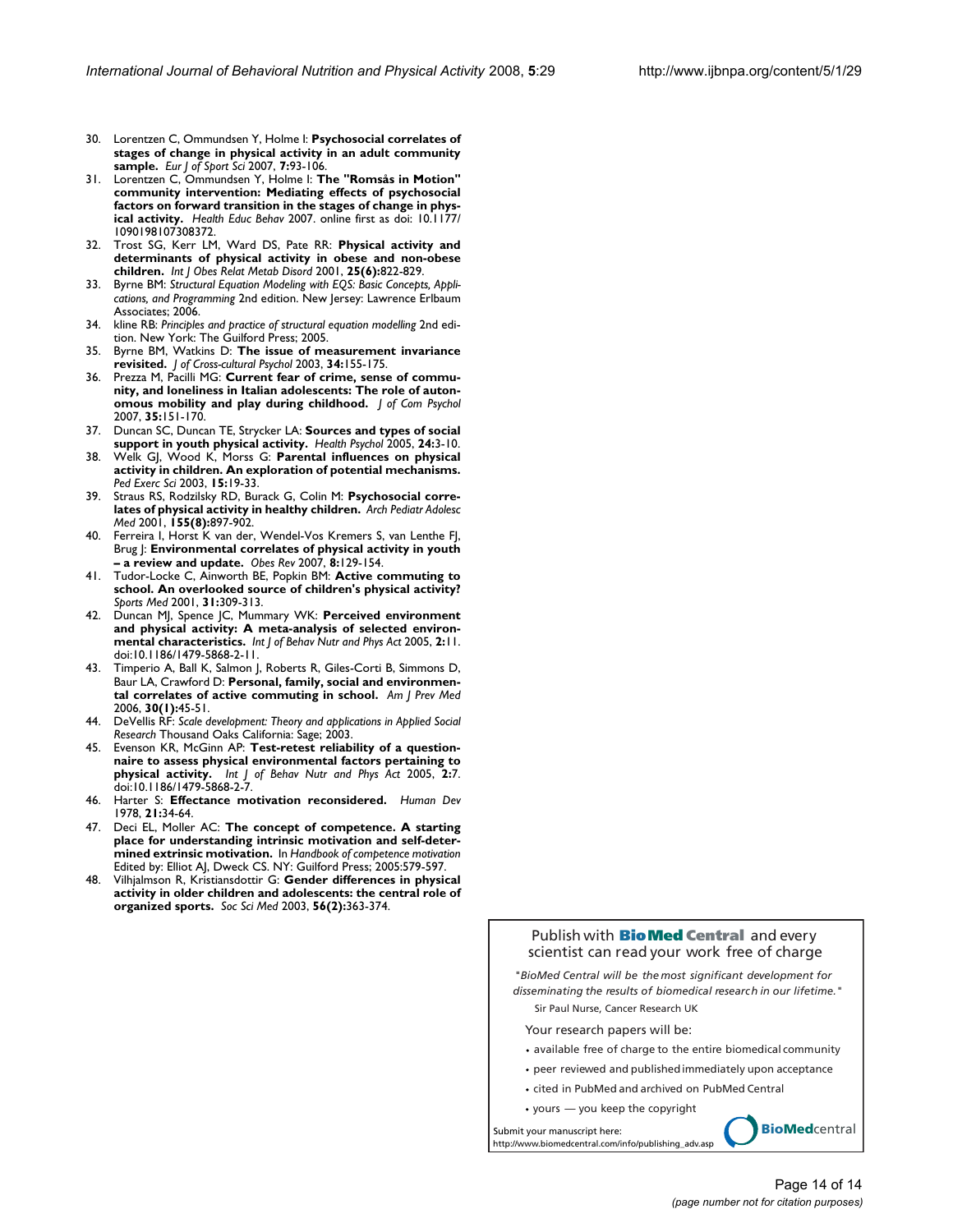30. Lorentzen C, Ommundsen Y, Holme I: **Psychosocial correlates of stages of change in physical activity in an adult community sample.** *Eur J of Sport Sci* 2007, **7:**93-106.
31. Lorentzen C, Ommundsen Y, Holme I: **The "Romsås in Motion" community intervention: Mediating effects of psychosocial factors on forward transition in the stages of change in physical activity.** *Health Educ Behav* 2007. online first as doi: 10.1177/1090198107308372.
32. Trost SG, Kerr LM, Ward DS, Pate RR: **Physical activity and determinants of physical activity in obese and non-obese children.** *Int J Obes Relat Metab Disord* 2001, **25(6):**822-829.
33. Byrne BM: *Structural Equation Modeling with EQS: Basic Concepts, Applications, and Programming* 2nd edition. New Jersey: Lawrence Erlbaum Associates; 2006.
34. kline RB: *Principles and practice of structural equation modelling* 2nd edition. New York: The Guilford Press; 2005.
35. Byrne BM, Watkins D: **The issue of measurement invariance revisited.** *J of Cross-cultural Psychol* 2003, **34:**155-175.
36. Prezza M, Pacilli MG: **Current fear of crime, sense of community, and loneliness in Italian adolescents: The role of autonomous mobility and play during childhood.** *J of Com Psychol* 2007, **35:**151-170.
37. Duncan SC, Duncan TE, Strycker LA: **Sources and types of social support in youth physical activity.** *Health Psychol* 2005, **24:**3-10.
38. Welk GJ, Wood K, Morss G: **Parental influences on physical activity in children. An exploration of potential mechanisms.** *Ped Exerc Sci* 2003, **15:**19-33.
39. Straus RS, Rodzilsky RD, Burack G, Colin M: **Psychosocial correlates of physical activity in healthy children.** *Arch Pediatr Adolesc Med* 2001, **155(8):**897-902.
40. Ferreira I, Horst K van der, Wendel-Vos Kremers S, van Lenthe FJ, Brug J: **Environmental correlates of physical activity in youth – a review and update.** *Obes Rev* 2007, **8:**129-154.
41. Tudor-Locke C, Ainworth BE, Popkin BM: **Active commuting to school. An overlooked source of children's physical activity?** *Sports Med* 2001, **31:**309-313.
42. Duncan MJ, Spence JC, Mummary WK: **Perceived environment and physical activity: A meta-analysis of selected environmental characteristics.** *Int J of Behav Nutr and Phys Act* 2005, **2:**11. doi:10.1186/1479-5868-2-11.
43. Timperio A, Ball K, Salmon J, Roberts R, Giles-Corti B, Simmons D, Baur LA, Crawford D: **Personal, family, social and environmental correlates of active commuting in school.** *Am J Prev Med* 2006, **30(1):**45-51.
44. DeVellis RF: *Scale development: Theory and applications in Applied Social Research* Thousand Oaks California: Sage; 2003.
45. Evenson KR, McGinn AP: **Test-retest reliability of a questionnaire to assess physical environmental factors pertaining to physical activity.** *Int J of Behav Nutr and Phys Act* 2005, **2:**7. doi:10.1186/1479-5868-2-7.
46. Harter S: **Effectance motivation reconsidered.** *Human Dev* 1978, **21:**34-64.
47. Deci EL, Moller AC: **The concept of competence. A starting place for understanding intrinsic motivation and self-determined extrinsic motivation.** In *Handbook of competence motivation* Edited by: Elliot AJ, Dweck CS. NY: Guilford Press; 2005:579-597.
48. Vilhjalmson R, Kristiansdottir G: **Gender differences in physical activity in older children and adolescents: the central role of organized sports.** *Soc Sci Med* 2003, **56(2):**363-374.

Publish with **BioMed Central** and every scientist can read your work free of charge

*"BioMed Central will be the most significant development for disseminating the results of biomedical research in our lifetime."*

Sir Paul Nurse, Cancer Research UK

Your research papers will be:

- available free of charge to the entire biomedical community
- peer reviewed and published immediately upon acceptance
- cited in PubMed and archived on PubMed Central
- yours — you keep the copyright

Submit your manuscript here:
http://www.biomedcentral.com/info/publishing_adv.asp

**BioMed**central